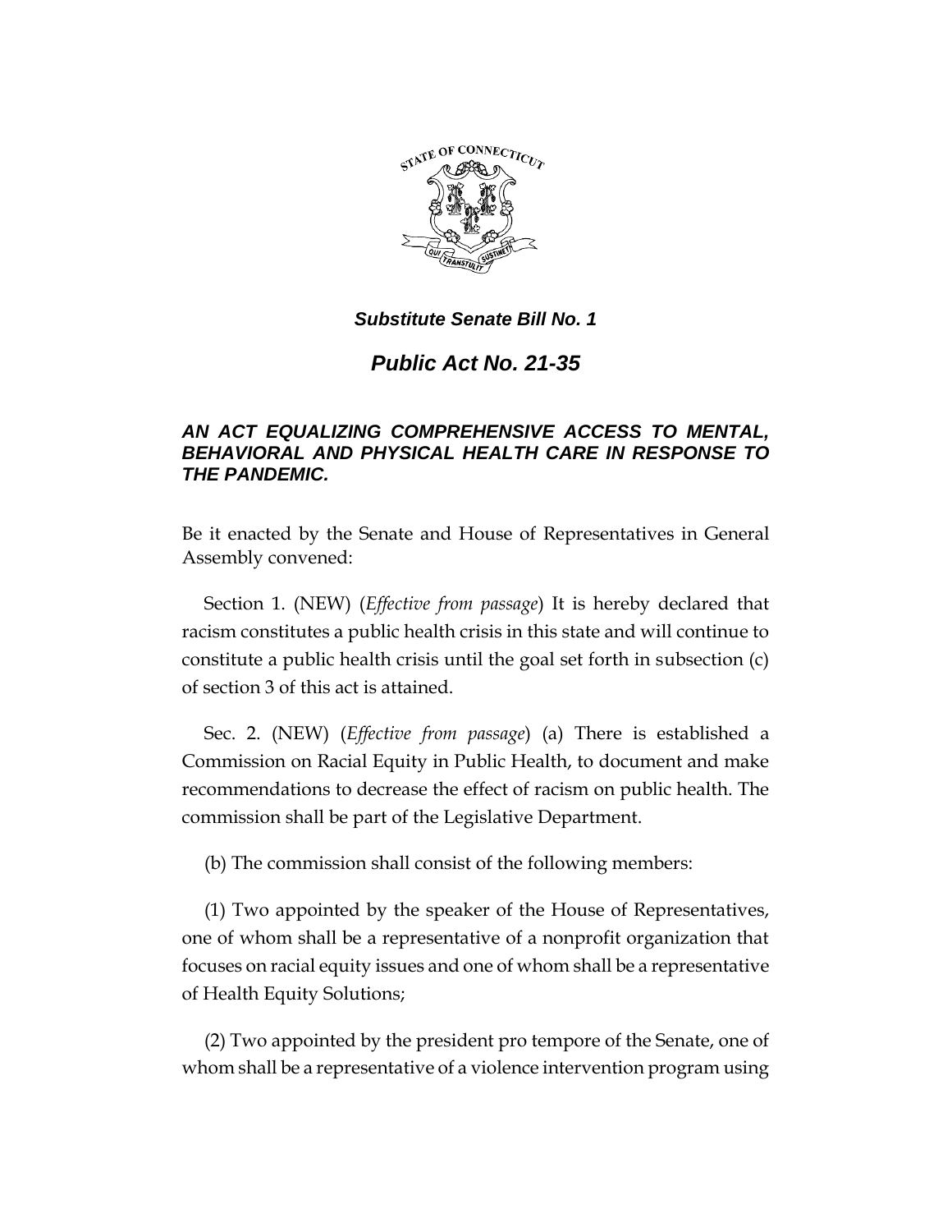***Substitute Senate Bill No. 1***

# ***Public Act No. 21-35***

### ***AN ACT EQUALIZING COMPREHENSIVE ACCESS TO MENTAL, BEHAVIORAL AND PHYSICAL HEALTH CARE IN RESPONSE TO THE PANDEMIC.***

Be it enacted by the Senate and House of Representatives in General Assembly convened:

Section 1. (NEW) (*Effective from passage*) It is hereby declared that racism constitutes a public health crisis in this state and will continue to constitute a public health crisis until the goal set forth in subsection (c) of section 3 of this act is attained.

Sec. 2. (NEW) (*Effective from passage*) (a) There is established a Commission on Racial Equity in Public Health, to document and make recommendations to decrease the effect of racism on public health. The commission shall be part of the Legislative Department.

(b) The commission shall consist of the following members:

(1) Two appointed by the speaker of the House of Representatives, one of whom shall be a representative of a nonprofit organization that focuses on racial equity issues and one of whom shall be a representative of Health Equity Solutions;

(2) Two appointed by the president pro tempore of the Senate, one of whom shall be a representative of a violence intervention program using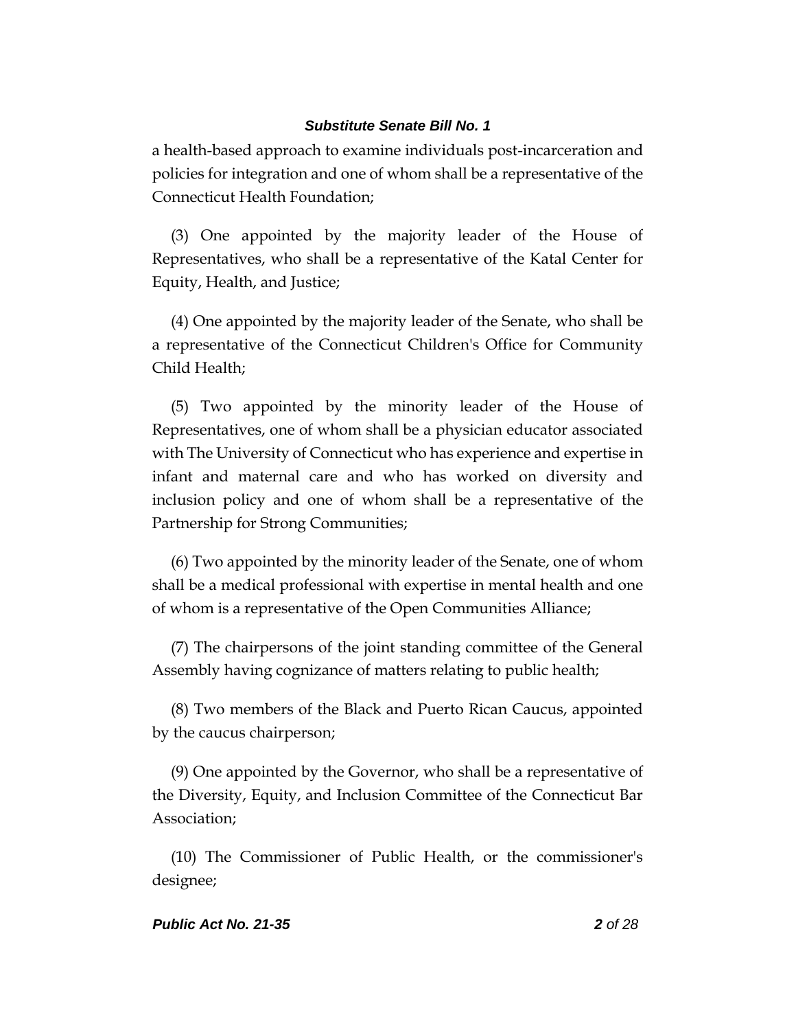a health-based approach to examine individuals post-incarceration and policies for integration and one of whom shall be a representative of the Connecticut Health Foundation;

(3) One appointed by the majority leader of the House of Representatives, who shall be a representative of the Katal Center for Equity, Health, and Justice;

(4) One appointed by the majority leader of the Senate, who shall be a representative of the Connecticut Children's Office for Community Child Health;

(5) Two appointed by the minority leader of the House of Representatives, one of whom shall be a physician educator associated with The University of Connecticut who has experience and expertise in infant and maternal care and who has worked on diversity and inclusion policy and one of whom shall be a representative of the Partnership for Strong Communities;

(6) Two appointed by the minority leader of the Senate, one of whom shall be a medical professional with expertise in mental health and one of whom is a representative of the Open Communities Alliance;

(7) The chairpersons of the joint standing committee of the General Assembly having cognizance of matters relating to public health;

(8) Two members of the Black and Puerto Rican Caucus, appointed by the caucus chairperson;

(9) One appointed by the Governor, who shall be a representative of the Diversity, Equity, and Inclusion Committee of the Connecticut Bar Association;

(10) The Commissioner of Public Health, or the commissioner's designee;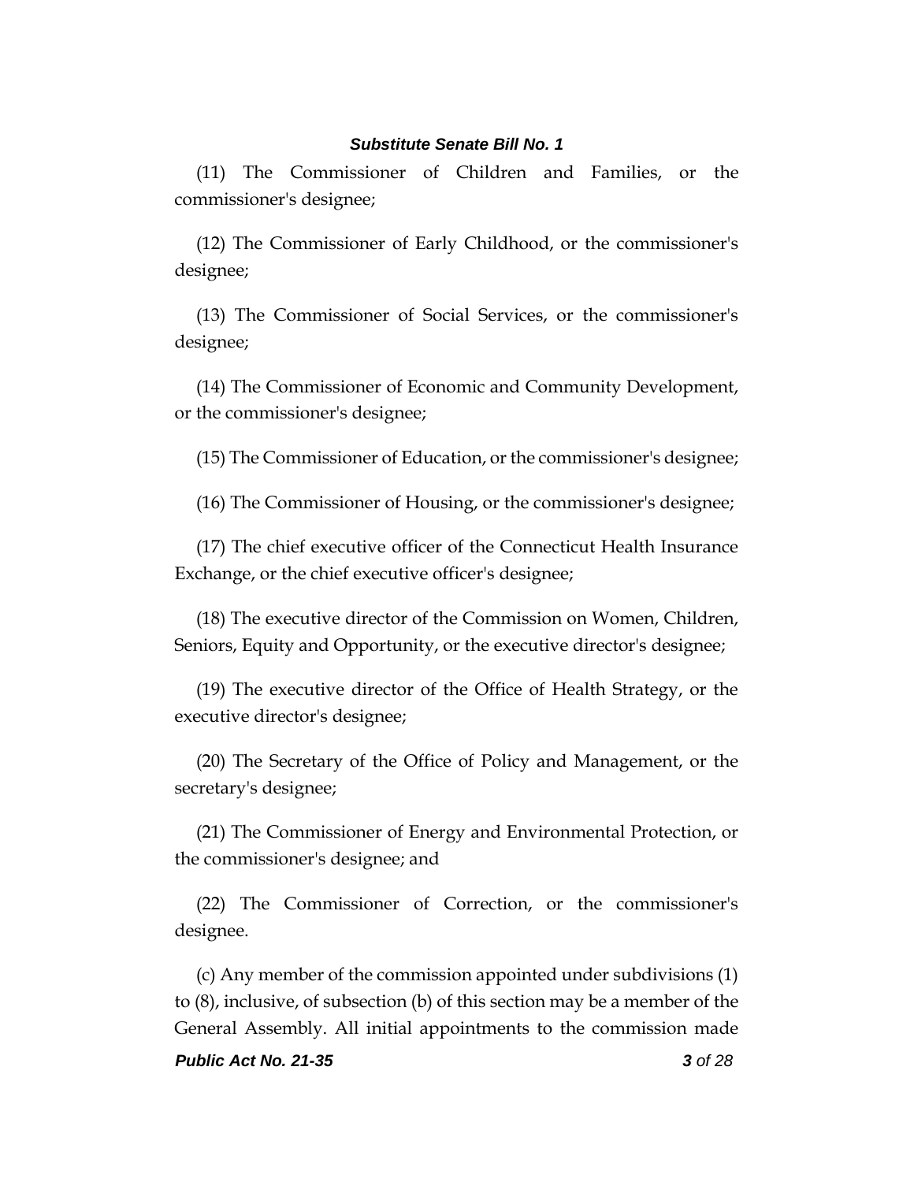(11) The Commissioner of Children and Families, or the commissioner's designee;

(12) The Commissioner of Early Childhood, or the commissioner's designee;

(13) The Commissioner of Social Services, or the commissioner's designee;

(14) The Commissioner of Economic and Community Development, or the commissioner's designee;

(15) The Commissioner of Education, or the commissioner's designee;

(16) The Commissioner of Housing, or the commissioner's designee;

(17) The chief executive officer of the Connecticut Health Insurance Exchange, or the chief executive officer's designee;

(18) The executive director of the Commission on Women, Children, Seniors, Equity and Opportunity, or the executive director's designee;

(19) The executive director of the Office of Health Strategy, or the executive director's designee;

(20) The Secretary of the Office of Policy and Management, or the secretary's designee;

(21) The Commissioner of Energy and Environmental Protection, or the commissioner's designee; and

(22) The Commissioner of Correction, or the commissioner's designee.

(c) Any member of the commission appointed under subdivisions (1) to (8), inclusive, of subsection (b) of this section may be a member of the General Assembly. All initial appointments to the commission made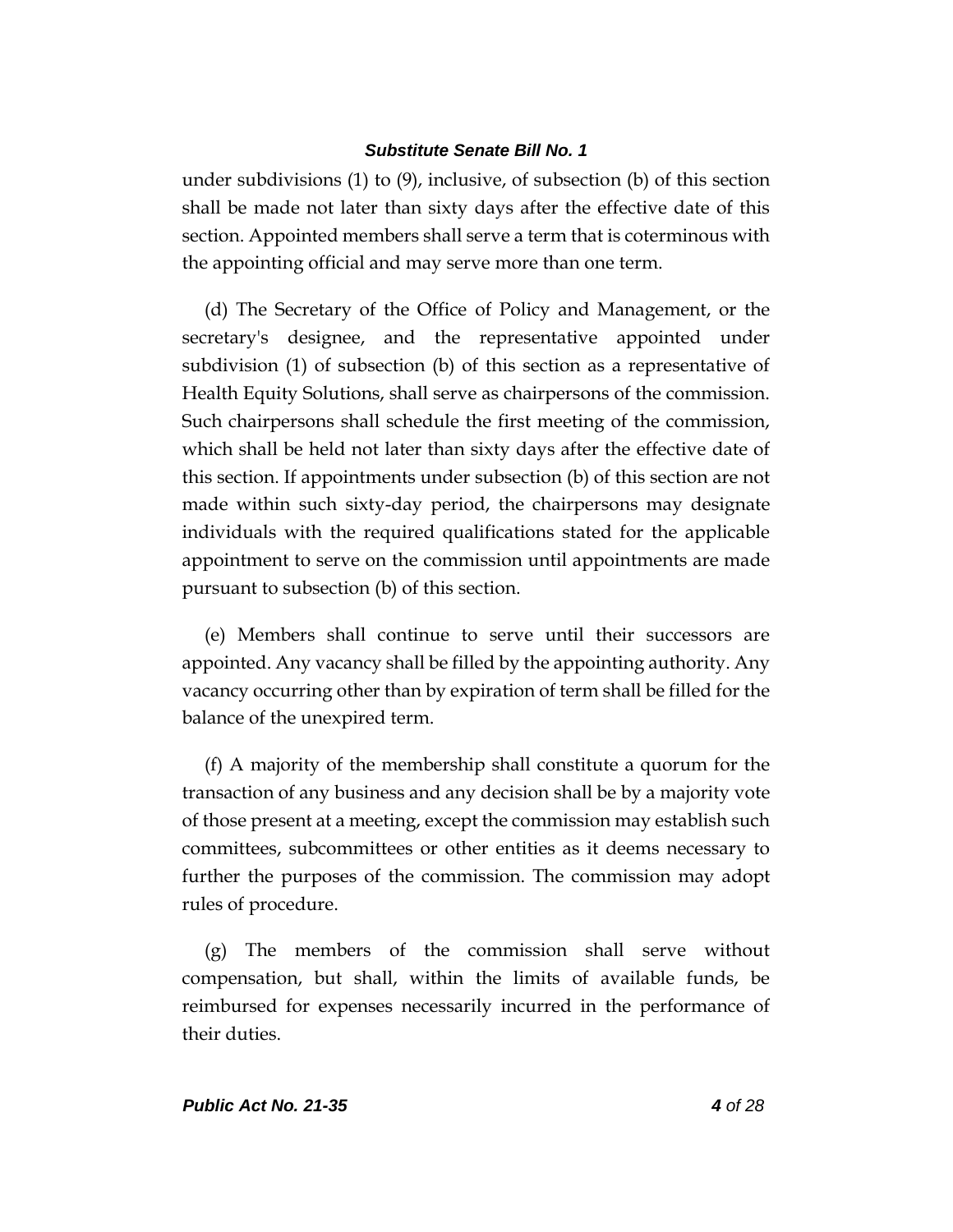under subdivisions (1) to (9), inclusive, of subsection (b) of this section shall be made not later than sixty days after the effective date of this section. Appointed members shall serve a term that is coterminous with the appointing official and may serve more than one term.

(d) The Secretary of the Office of Policy and Management, or the secretary's designee, and the representative appointed under subdivision (1) of subsection (b) of this section as a representative of Health Equity Solutions, shall serve as chairpersons of the commission. Such chairpersons shall schedule the first meeting of the commission, which shall be held not later than sixty days after the effective date of this section. If appointments under subsection (b) of this section are not made within such sixty-day period, the chairpersons may designate individuals with the required qualifications stated for the applicable appointment to serve on the commission until appointments are made pursuant to subsection (b) of this section.

(e) Members shall continue to serve until their successors are appointed. Any vacancy shall be filled by the appointing authority. Any vacancy occurring other than by expiration of term shall be filled for the balance of the unexpired term.

(f) A majority of the membership shall constitute a quorum for the transaction of any business and any decision shall be by a majority vote of those present at a meeting, except the commission may establish such committees, subcommittees or other entities as it deems necessary to further the purposes of the commission. The commission may adopt rules of procedure.

(g) The members of the commission shall serve without compensation, but shall, within the limits of available funds, be reimbursed for expenses necessarily incurred in the performance of their duties.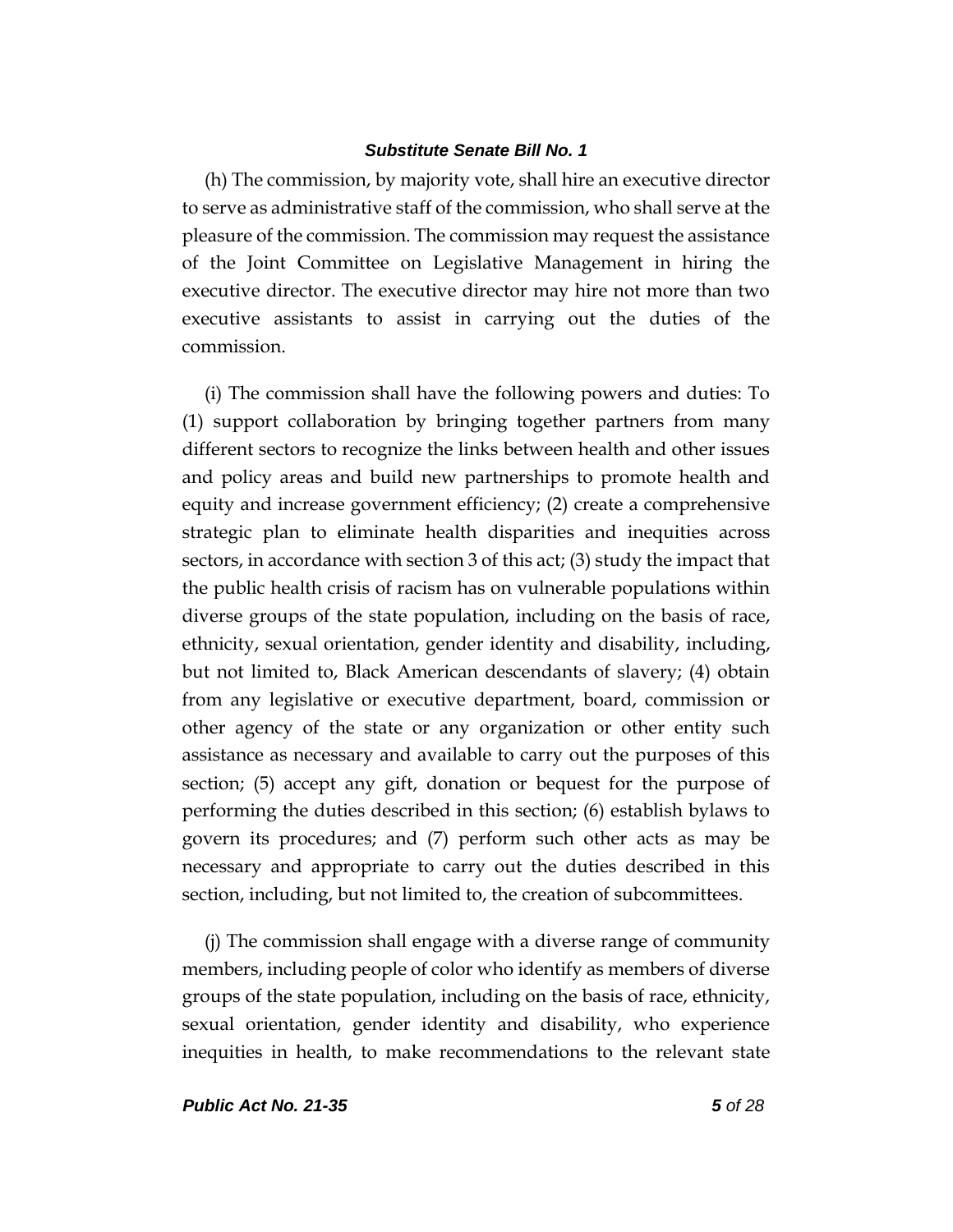(h) The commission, by majority vote, shall hire an executive director to serve as administrative staff of the commission, who shall serve at the pleasure of the commission. The commission may request the assistance of the Joint Committee on Legislative Management in hiring the executive director. The executive director may hire not more than two executive assistants to assist in carrying out the duties of the commission.

(i) The commission shall have the following powers and duties: To (1) support collaboration by bringing together partners from many different sectors to recognize the links between health and other issues and policy areas and build new partnerships to promote health and equity and increase government efficiency; (2) create a comprehensive strategic plan to eliminate health disparities and inequities across sectors, in accordance with section 3 of this act; (3) study the impact that the public health crisis of racism has on vulnerable populations within diverse groups of the state population, including on the basis of race, ethnicity, sexual orientation, gender identity and disability, including, but not limited to, Black American descendants of slavery; (4) obtain from any legislative or executive department, board, commission or other agency of the state or any organization or other entity such assistance as necessary and available to carry out the purposes of this section; (5) accept any gift, donation or bequest for the purpose of performing the duties described in this section; (6) establish bylaws to govern its procedures; and (7) perform such other acts as may be necessary and appropriate to carry out the duties described in this section, including, but not limited to, the creation of subcommittees.

(j) The commission shall engage with a diverse range of community members, including people of color who identify as members of diverse groups of the state population, including on the basis of race, ethnicity, sexual orientation, gender identity and disability, who experience inequities in health, to make recommendations to the relevant state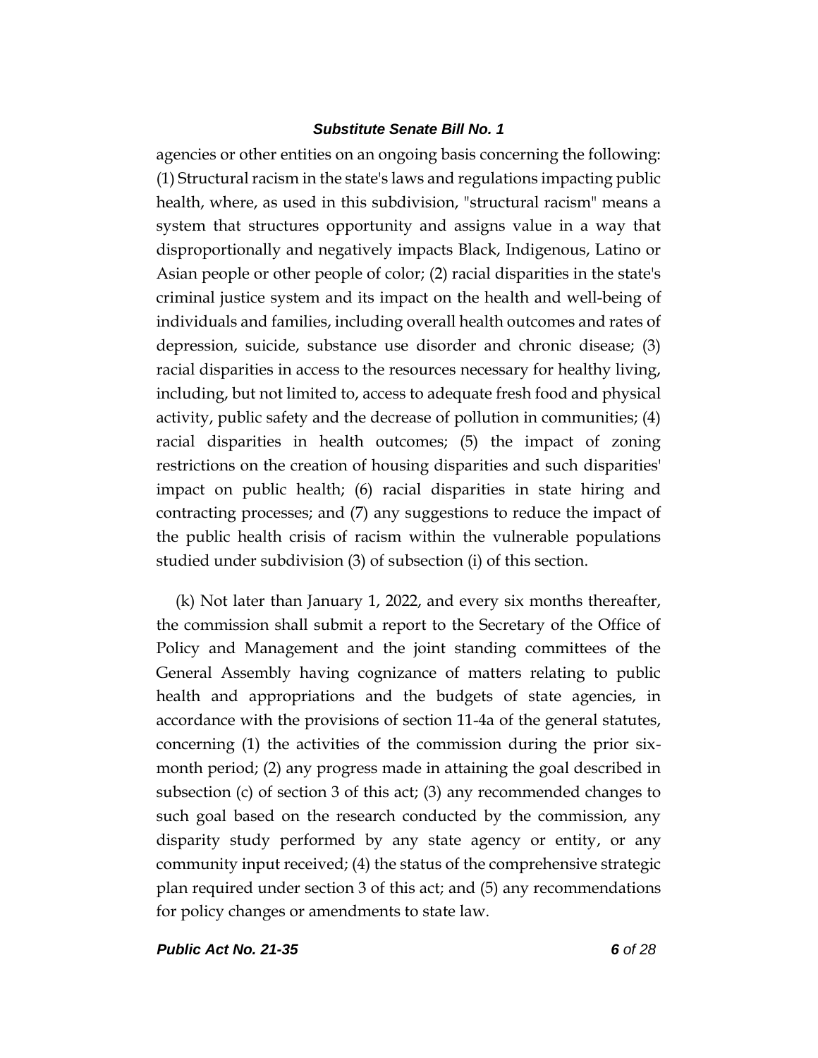agencies or other entities on an ongoing basis concerning the following: (1) Structural racism in the state's laws and regulations impacting public health, where, as used in this subdivision, "structural racism" means a system that structures opportunity and assigns value in a way that disproportionally and negatively impacts Black, Indigenous, Latino or Asian people or other people of color; (2) racial disparities in the state's criminal justice system and its impact on the health and well-being of individuals and families, including overall health outcomes and rates of depression, suicide, substance use disorder and chronic disease; (3) racial disparities in access to the resources necessary for healthy living, including, but not limited to, access to adequate fresh food and physical activity, public safety and the decrease of pollution in communities; (4) racial disparities in health outcomes; (5) the impact of zoning restrictions on the creation of housing disparities and such disparities' impact on public health; (6) racial disparities in state hiring and contracting processes; and (7) any suggestions to reduce the impact of the public health crisis of racism within the vulnerable populations studied under subdivision (3) of subsection (i) of this section.

(k) Not later than January 1, 2022, and every six months thereafter, the commission shall submit a report to the Secretary of the Office of Policy and Management and the joint standing committees of the General Assembly having cognizance of matters relating to public health and appropriations and the budgets of state agencies, in accordance with the provisions of section 11-4a of the general statutes, concerning (1) the activities of the commission during the prior six-month period; (2) any progress made in attaining the goal described in subsection (c) of section 3 of this act; (3) any recommended changes to such goal based on the research conducted by the commission, any disparity study performed by any state agency or entity, or any community input received; (4) the status of the comprehensive strategic plan required under section 3 of this act; and (5) any recommendations for policy changes or amendments to state law.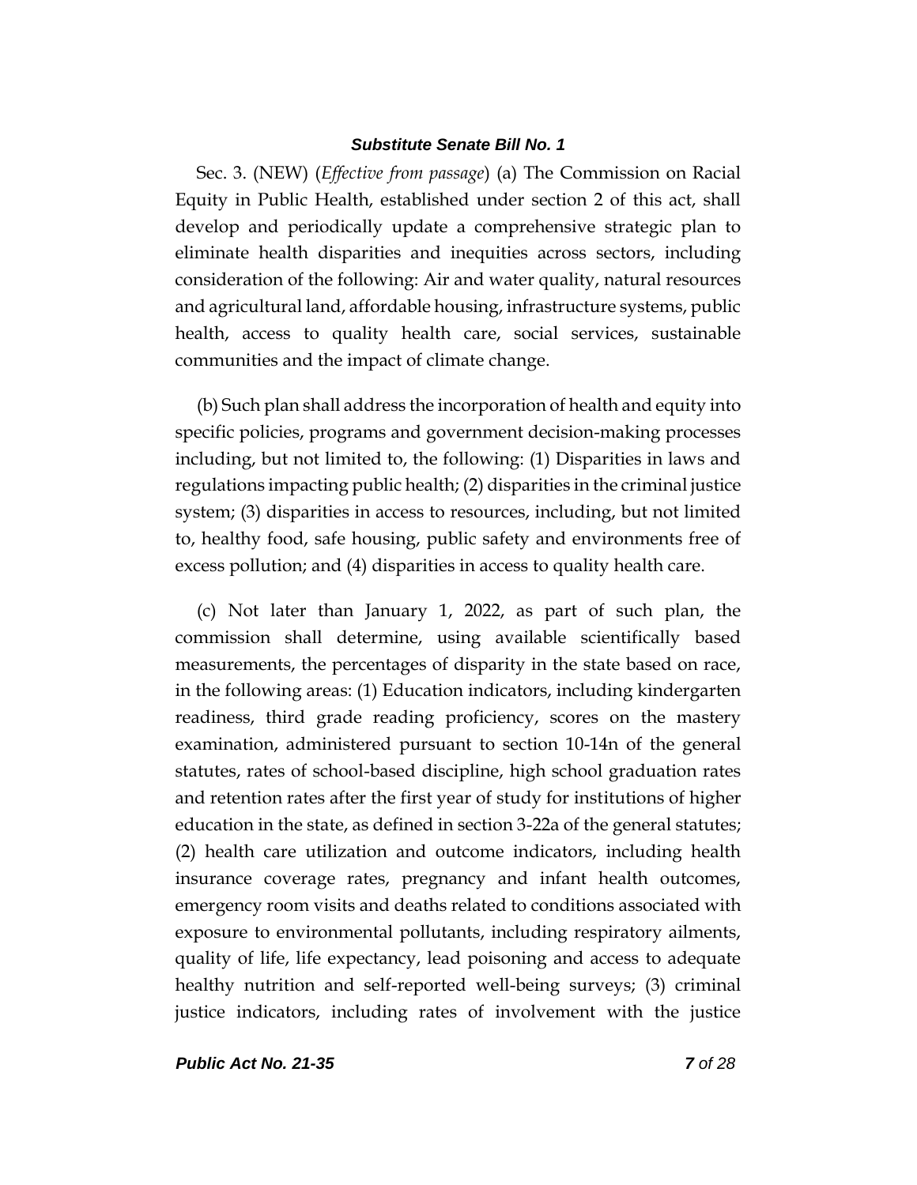Sec. 3. (NEW) (*Effective from passage*) (a) The Commission on Racial Equity in Public Health, established under section 2 of this act, shall develop and periodically update a comprehensive strategic plan to eliminate health disparities and inequities across sectors, including consideration of the following: Air and water quality, natural resources and agricultural land, affordable housing, infrastructure systems, public health, access to quality health care, social services, sustainable communities and the impact of climate change.

(b) Such plan shall address the incorporation of health and equity into specific policies, programs and government decision-making processes including, but not limited to, the following: (1) Disparities in laws and regulations impacting public health; (2) disparities in the criminal justice system; (3) disparities in access to resources, including, but not limited to, healthy food, safe housing, public safety and environments free of excess pollution; and (4) disparities in access to quality health care.

(c) Not later than January 1, 2022, as part of such plan, the commission shall determine, using available scientifically based measurements, the percentages of disparity in the state based on race, in the following areas: (1) Education indicators, including kindergarten readiness, third grade reading proficiency, scores on the mastery examination, administered pursuant to section 10-14n of the general statutes, rates of school-based discipline, high school graduation rates and retention rates after the first year of study for institutions of higher education in the state, as defined in section 3-22a of the general statutes; (2) health care utilization and outcome indicators, including health insurance coverage rates, pregnancy and infant health outcomes, emergency room visits and deaths related to conditions associated with exposure to environmental pollutants, including respiratory ailments, quality of life, life expectancy, lead poisoning and access to adequate healthy nutrition and self-reported well-being surveys; (3) criminal justice indicators, including rates of involvement with the justice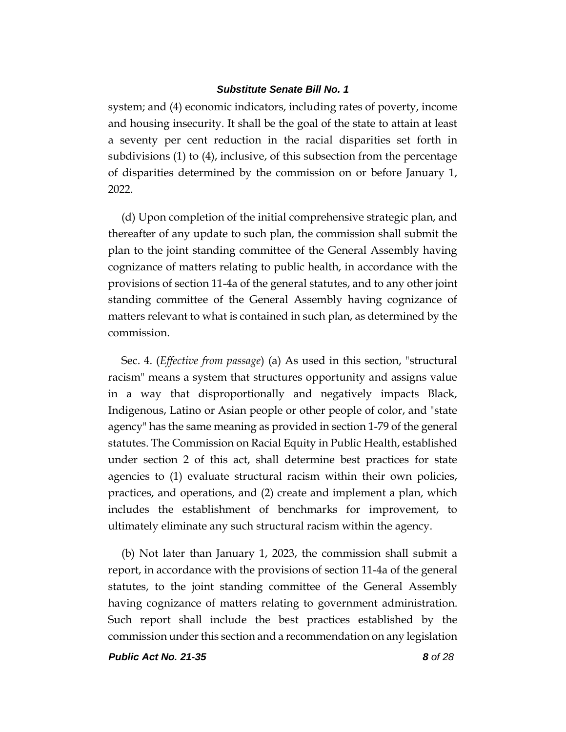system; and (4) economic indicators, including rates of poverty, income and housing insecurity. It shall be the goal of the state to attain at least a seventy per cent reduction in the racial disparities set forth in subdivisions (1) to (4), inclusive, of this subsection from the percentage of disparities determined by the commission on or before January 1, 2022.

(d) Upon completion of the initial comprehensive strategic plan, and thereafter of any update to such plan, the commission shall submit the plan to the joint standing committee of the General Assembly having cognizance of matters relating to public health, in accordance with the provisions of section 11-4a of the general statutes, and to any other joint standing committee of the General Assembly having cognizance of matters relevant to what is contained in such plan, as determined by the commission.

Sec. 4. (*Effective from passage*) (a) As used in this section, "structural racism" means a system that structures opportunity and assigns value in a way that disproportionally and negatively impacts Black, Indigenous, Latino or Asian people or other people of color, and "state agency" has the same meaning as provided in section 1-79 of the general statutes. The Commission on Racial Equity in Public Health, established under section 2 of this act, shall determine best practices for state agencies to (1) evaluate structural racism within their own policies, practices, and operations, and (2) create and implement a plan, which includes the establishment of benchmarks for improvement, to ultimately eliminate any such structural racism within the agency.

(b) Not later than January 1, 2023, the commission shall submit a report, in accordance with the provisions of section 11-4a of the general statutes, to the joint standing committee of the General Assembly having cognizance of matters relating to government administration. Such report shall include the best practices established by the commission under this section and a recommendation on any legislation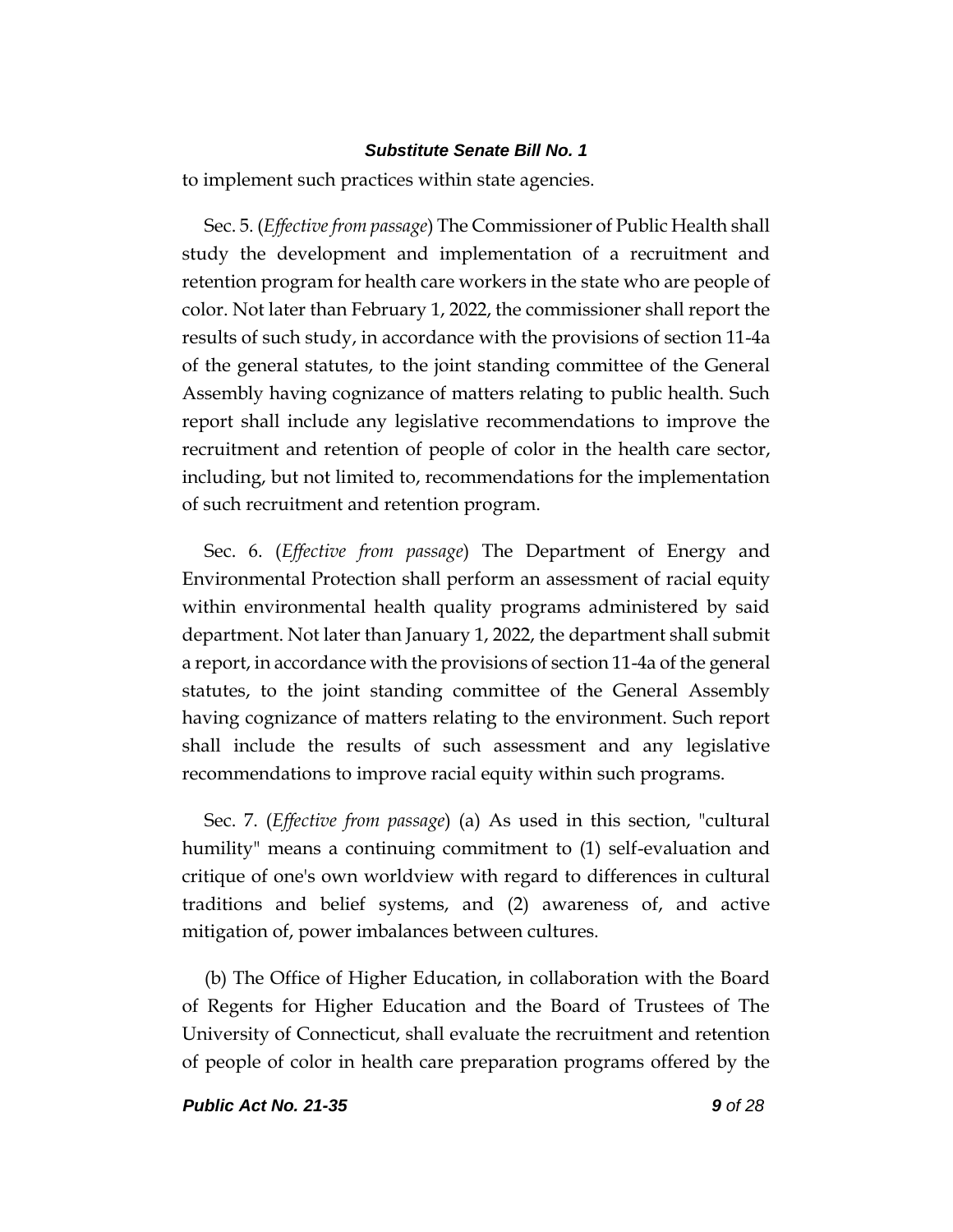to implement such practices within state agencies.

Sec. 5. (*Effective from passage*) The Commissioner of Public Health shall study the development and implementation of a recruitment and retention program for health care workers in the state who are people of color. Not later than February 1, 2022, the commissioner shall report the results of such study, in accordance with the provisions of section 11-4a of the general statutes, to the joint standing committee of the General Assembly having cognizance of matters relating to public health. Such report shall include any legislative recommendations to improve the recruitment and retention of people of color in the health care sector, including, but not limited to, recommendations for the implementation of such recruitment and retention program.

Sec. 6. (*Effective from passage*) The Department of Energy and Environmental Protection shall perform an assessment of racial equity within environmental health quality programs administered by said department. Not later than January 1, 2022, the department shall submit a report, in accordance with the provisions of section 11-4a of the general statutes, to the joint standing committee of the General Assembly having cognizance of matters relating to the environment. Such report shall include the results of such assessment and any legislative recommendations to improve racial equity within such programs.

Sec. 7. (*Effective from passage*) (a) As used in this section, "cultural humility" means a continuing commitment to (1) self-evaluation and critique of one's own worldview with regard to differences in cultural traditions and belief systems, and (2) awareness of, and active mitigation of, power imbalances between cultures.

(b) The Office of Higher Education, in collaboration with the Board of Regents for Higher Education and the Board of Trustees of The University of Connecticut, shall evaluate the recruitment and retention of people of color in health care preparation programs offered by the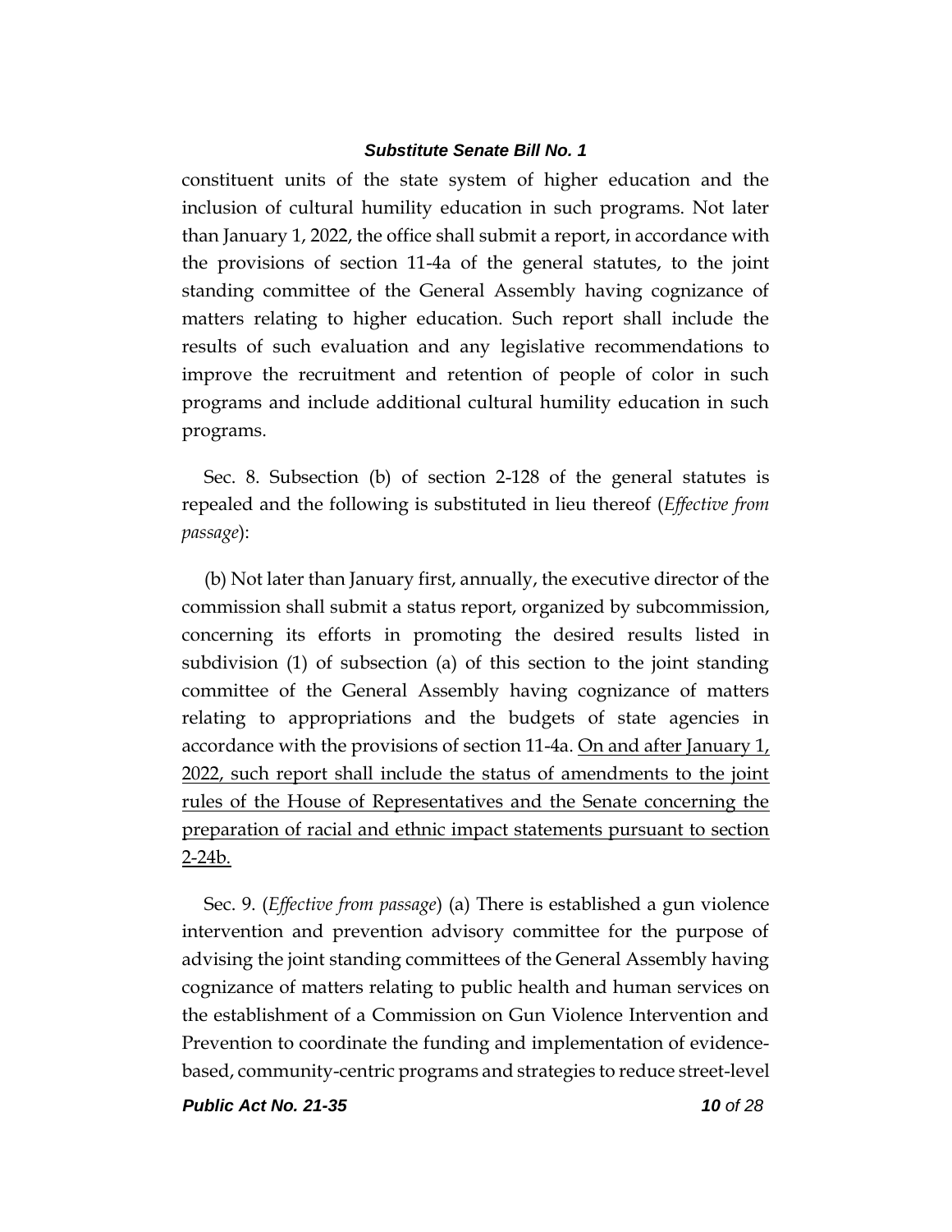constituent units of the state system of higher education and the inclusion of cultural humility education in such programs. Not later than January 1, 2022, the office shall submit a report, in accordance with the provisions of section 11-4a of the general statutes, to the joint standing committee of the General Assembly having cognizance of matters relating to higher education. Such report shall include the results of such evaluation and any legislative recommendations to improve the recruitment and retention of people of color in such programs and include additional cultural humility education in such programs.

Sec. 8. Subsection (b) of section 2-128 of the general statutes is repealed and the following is substituted in lieu thereof (*Effective from passage*):

(b) Not later than January first, annually, the executive director of the commission shall submit a status report, organized by subcommission, concerning its efforts in promoting the desired results listed in subdivision (1) of subsection (a) of this section to the joint standing committee of the General Assembly having cognizance of matters relating to appropriations and the budgets of state agencies in accordance with the provisions of section 11-4a. <u>On and after January 1, 2022, such report shall include the status of amendments to the joint rules of the House of Representatives and the Senate concerning the preparation of racial and ethnic impact statements pursuant to section 2-24b.</u>

Sec. 9. (*Effective from passage*) (a) There is established a gun violence intervention and prevention advisory committee for the purpose of advising the joint standing committees of the General Assembly having cognizance of matters relating to public health and human services on the establishment of a Commission on Gun Violence Intervention and Prevention to coordinate the funding and implementation of evidence-based, community-centric programs and strategies to reduce street-level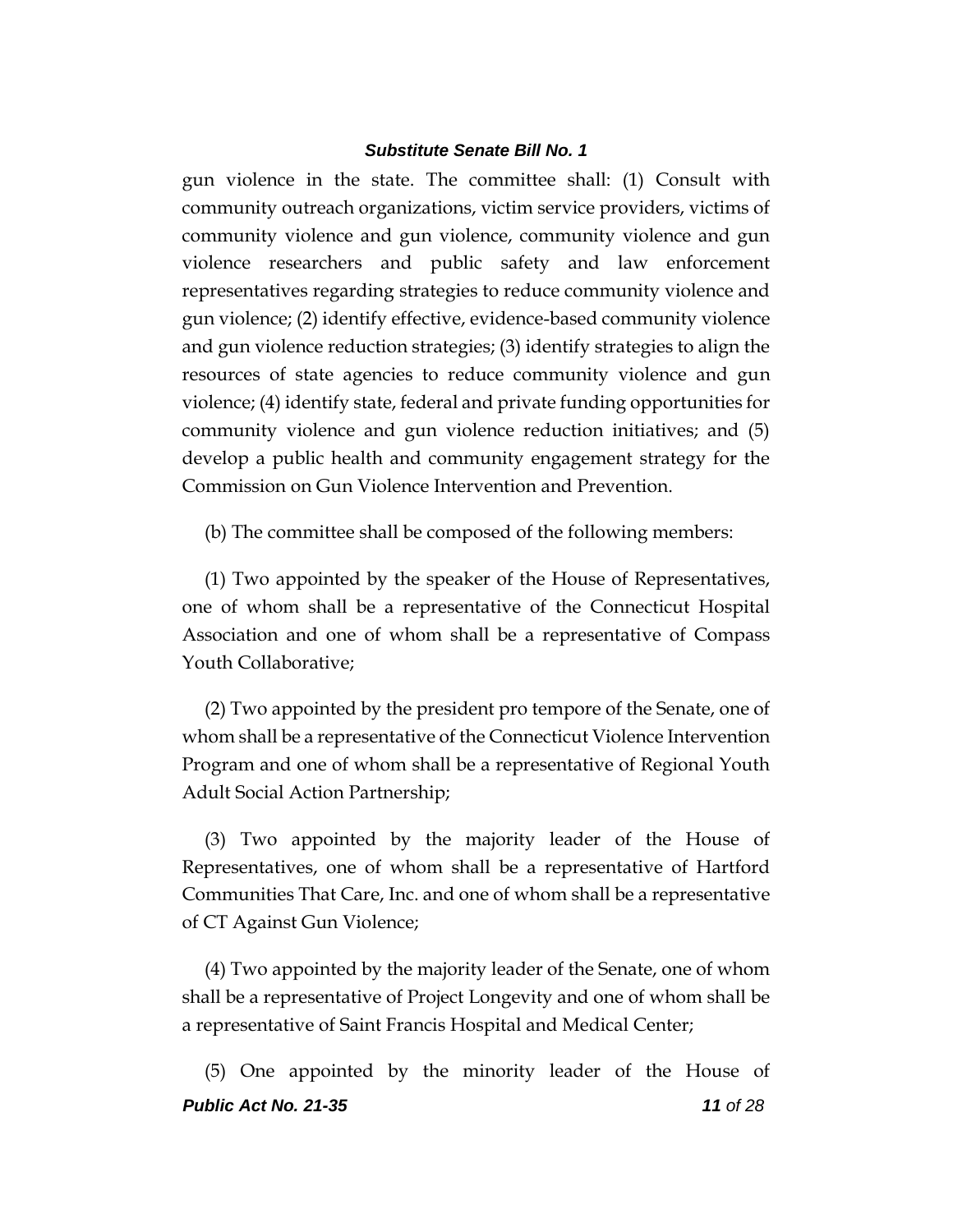gun violence in the state. The committee shall: (1) Consult with community outreach organizations, victim service providers, victims of community violence and gun violence, community violence and gun violence researchers and public safety and law enforcement representatives regarding strategies to reduce community violence and gun violence; (2) identify effective, evidence-based community violence and gun violence reduction strategies; (3) identify strategies to align the resources of state agencies to reduce community violence and gun violence; (4) identify state, federal and private funding opportunities for community violence and gun violence reduction initiatives; and (5) develop a public health and community engagement strategy for the Commission on Gun Violence Intervention and Prevention.

(b) The committee shall be composed of the following members:

(1) Two appointed by the speaker of the House of Representatives, one of whom shall be a representative of the Connecticut Hospital Association and one of whom shall be a representative of Compass Youth Collaborative;

(2) Two appointed by the president pro tempore of the Senate, one of whom shall be a representative of the Connecticut Violence Intervention Program and one of whom shall be a representative of Regional Youth Adult Social Action Partnership;

(3) Two appointed by the majority leader of the House of Representatives, one of whom shall be a representative of Hartford Communities That Care, Inc. and one of whom shall be a representative of CT Against Gun Violence;

(4) Two appointed by the majority leader of the Senate, one of whom shall be a representative of Project Longevity and one of whom shall be a representative of Saint Francis Hospital and Medical Center;

(5) One appointed by the minority leader of the House of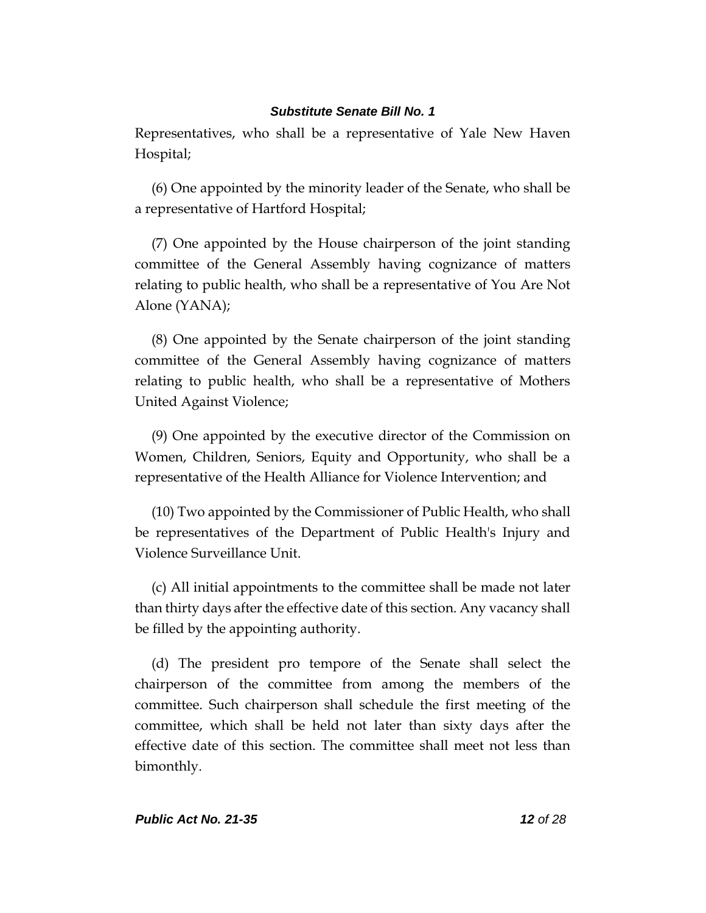Representatives, who shall be a representative of Yale New Haven Hospital;

(6) One appointed by the minority leader of the Senate, who shall be a representative of Hartford Hospital;

(7) One appointed by the House chairperson of the joint standing committee of the General Assembly having cognizance of matters relating to public health, who shall be a representative of You Are Not Alone (YANA);

(8) One appointed by the Senate chairperson of the joint standing committee of the General Assembly having cognizance of matters relating to public health, who shall be a representative of Mothers United Against Violence;

(9) One appointed by the executive director of the Commission on Women, Children, Seniors, Equity and Opportunity, who shall be a representative of the Health Alliance for Violence Intervention; and

(10) Two appointed by the Commissioner of Public Health, who shall be representatives of the Department of Public Health's Injury and Violence Surveillance Unit.

(c) All initial appointments to the committee shall be made not later than thirty days after the effective date of this section. Any vacancy shall be filled by the appointing authority.

(d) The president pro tempore of the Senate shall select the chairperson of the committee from among the members of the committee. Such chairperson shall schedule the first meeting of the committee, which shall be held not later than sixty days after the effective date of this section. The committee shall meet not less than bimonthly.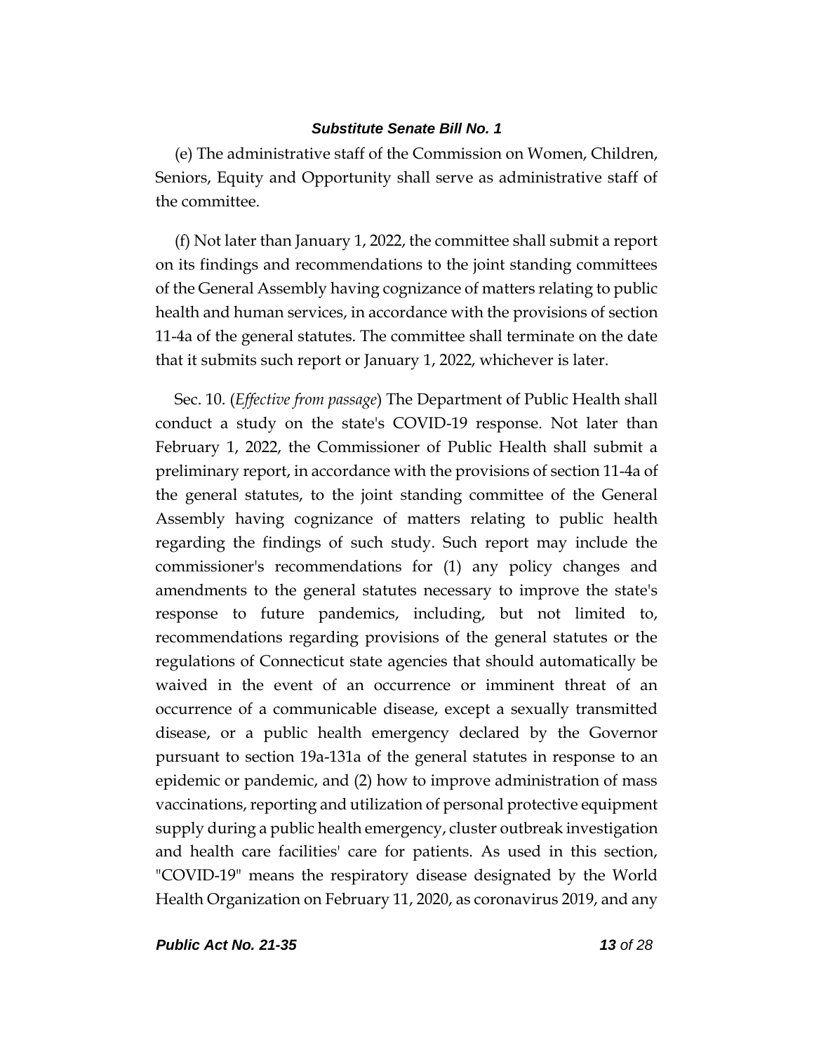(e) The administrative staff of the Commission on Women, Children, Seniors, Equity and Opportunity shall serve as administrative staff of the committee.

(f) Not later than January 1, 2022, the committee shall submit a report on its findings and recommendations to the joint standing committees of the General Assembly having cognizance of matters relating to public health and human services, in accordance with the provisions of section 11-4a of the general statutes. The committee shall terminate on the date that it submits such report or January 1, 2022, whichever is later.

Sec. 10. (*Effective from passage*) The Department of Public Health shall conduct a study on the state's COVID-19 response. Not later than February 1, 2022, the Commissioner of Public Health shall submit a preliminary report, in accordance with the provisions of section 11-4a of the general statutes, to the joint standing committee of the General Assembly having cognizance of matters relating to public health regarding the findings of such study. Such report may include the commissioner's recommendations for (1) any policy changes and amendments to the general statutes necessary to improve the state's response to future pandemics, including, but not limited to, recommendations regarding provisions of the general statutes or the regulations of Connecticut state agencies that should automatically be waived in the event of an occurrence or imminent threat of an occurrence of a communicable disease, except a sexually transmitted disease, or a public health emergency declared by the Governor pursuant to section 19a-131a of the general statutes in response to an epidemic or pandemic, and (2) how to improve administration of mass vaccinations, reporting and utilization of personal protective equipment supply during a public health emergency, cluster outbreak investigation and health care facilities' care for patients. As used in this section, "COVID-19" means the respiratory disease designated by the World Health Organization on February 11, 2020, as coronavirus 2019, and any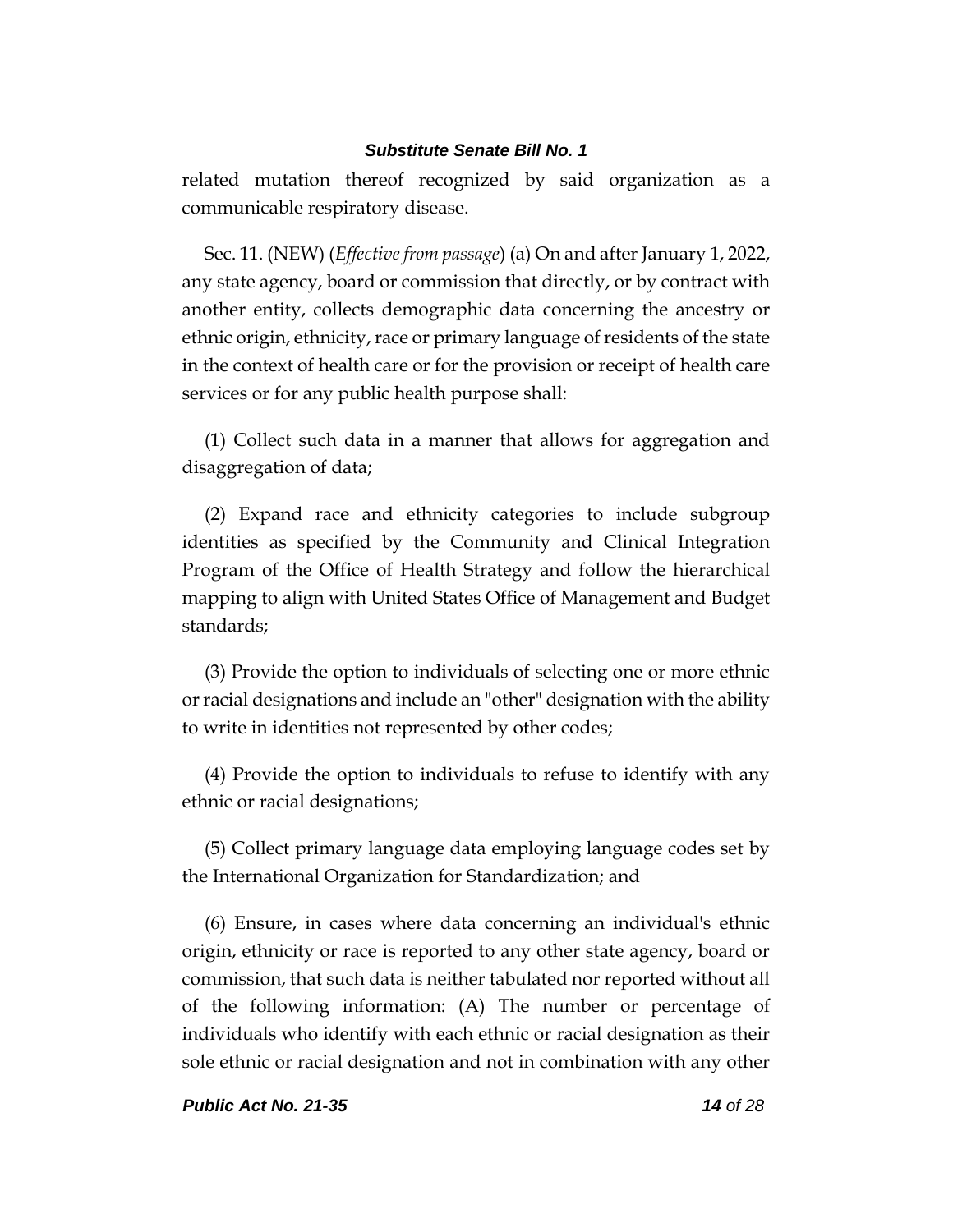related mutation thereof recognized by said organization as a communicable respiratory disease.

Sec. 11. (NEW) (*Effective from passage*) (a) On and after January 1, 2022, any state agency, board or commission that directly, or by contract with another entity, collects demographic data concerning the ancestry or ethnic origin, ethnicity, race or primary language of residents of the state in the context of health care or for the provision or receipt of health care services or for any public health purpose shall:

(1) Collect such data in a manner that allows for aggregation and disaggregation of data;

(2) Expand race and ethnicity categories to include subgroup identities as specified by the Community and Clinical Integration Program of the Office of Health Strategy and follow the hierarchical mapping to align with United States Office of Management and Budget standards;

(3) Provide the option to individuals of selecting one or more ethnic or racial designations and include an "other" designation with the ability to write in identities not represented by other codes;

(4) Provide the option to individuals to refuse to identify with any ethnic or racial designations;

(5) Collect primary language data employing language codes set by the International Organization for Standardization; and

(6) Ensure, in cases where data concerning an individual's ethnic origin, ethnicity or race is reported to any other state agency, board or commission, that such data is neither tabulated nor reported without all of the following information: (A) The number or percentage of individuals who identify with each ethnic or racial designation as their sole ethnic or racial designation and not in combination with any other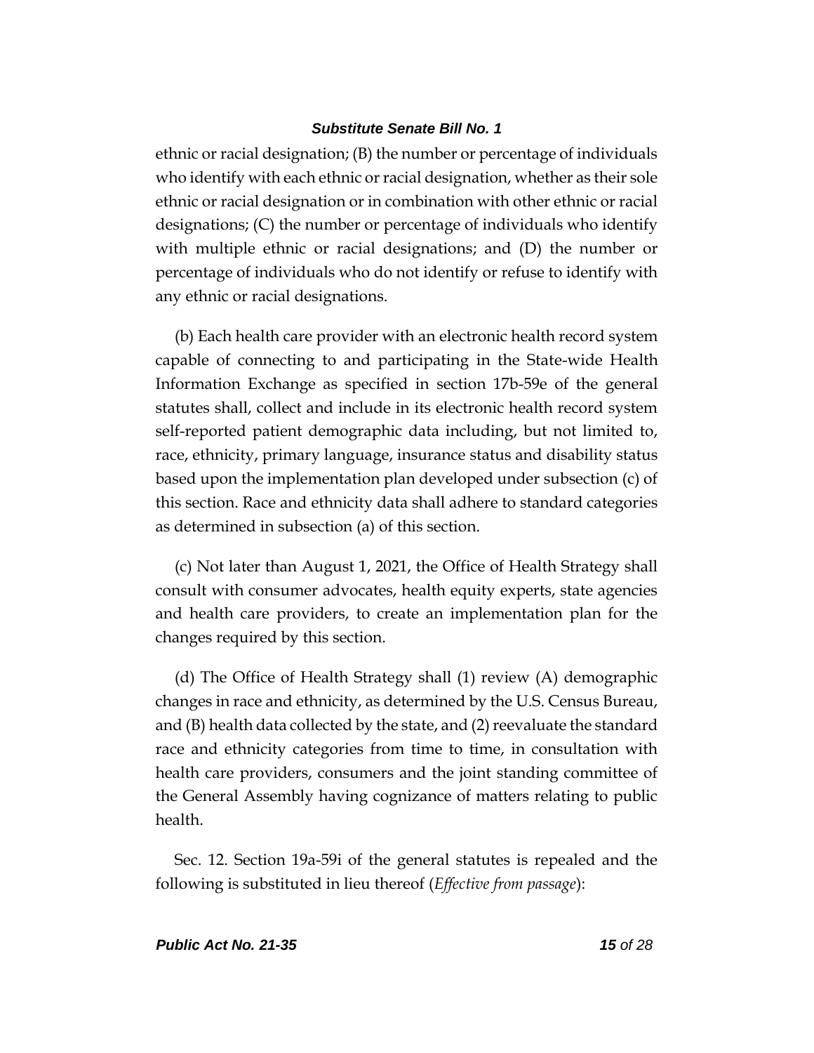ethnic or racial designation; (B) the number or percentage of individuals who identify with each ethnic or racial designation, whether as their sole ethnic or racial designation or in combination with other ethnic or racial designations; (C) the number or percentage of individuals who identify with multiple ethnic or racial designations; and (D) the number or percentage of individuals who do not identify or refuse to identify with any ethnic or racial designations.

(b) Each health care provider with an electronic health record system capable of connecting to and participating in the State-wide Health Information Exchange as specified in section 17b-59e of the general statutes shall, collect and include in its electronic health record system self-reported patient demographic data including, but not limited to, race, ethnicity, primary language, insurance status and disability status based upon the implementation plan developed under subsection (c) of this section. Race and ethnicity data shall adhere to standard categories as determined in subsection (a) of this section.

(c) Not later than August 1, 2021, the Office of Health Strategy shall consult with consumer advocates, health equity experts, state agencies and health care providers, to create an implementation plan for the changes required by this section.

(d) The Office of Health Strategy shall (1) review (A) demographic changes in race and ethnicity, as determined by the U.S. Census Bureau, and (B) health data collected by the state, and (2) reevaluate the standard race and ethnicity categories from time to time, in consultation with health care providers, consumers and the joint standing committee of the General Assembly having cognizance of matters relating to public health.

Sec. 12. Section 19a-59i of the general statutes is repealed and the following is substituted in lieu thereof (*Effective from passage*):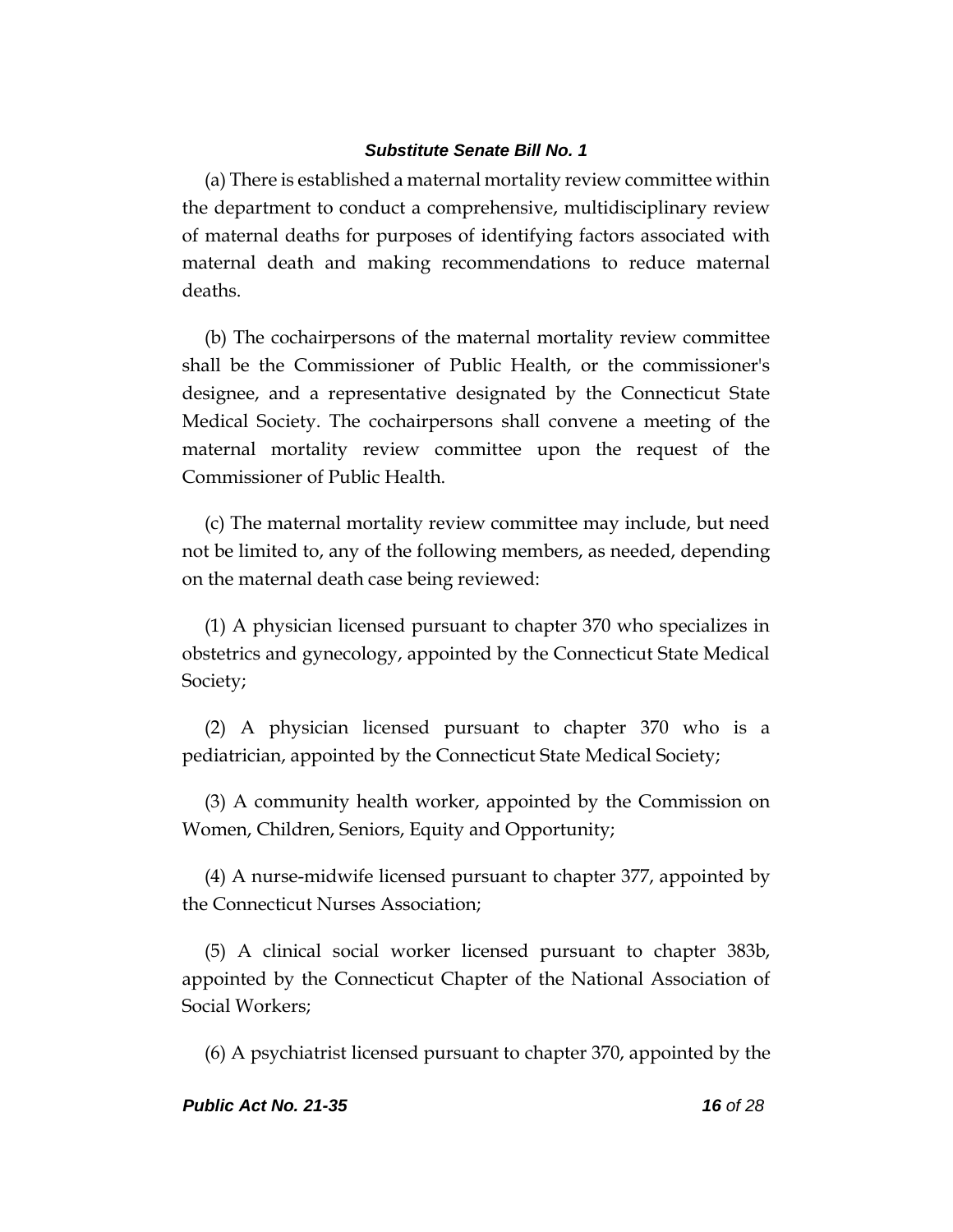(a) There is established a maternal mortality review committee within the department to conduct a comprehensive, multidisciplinary review of maternal deaths for purposes of identifying factors associated with maternal death and making recommendations to reduce maternal deaths.

(b) The cochairpersons of the maternal mortality review committee shall be the Commissioner of Public Health, or the commissioner's designee, and a representative designated by the Connecticut State Medical Society. The cochairpersons shall convene a meeting of the maternal mortality review committee upon the request of the Commissioner of Public Health.

(c) The maternal mortality review committee may include, but need not be limited to, any of the following members, as needed, depending on the maternal death case being reviewed:

(1) A physician licensed pursuant to chapter 370 who specializes in obstetrics and gynecology, appointed by the Connecticut State Medical Society;

(2) A physician licensed pursuant to chapter 370 who is a pediatrician, appointed by the Connecticut State Medical Society;

(3) A community health worker, appointed by the Commission on Women, Children, Seniors, Equity and Opportunity;

(4) A nurse-midwife licensed pursuant to chapter 377, appointed by the Connecticut Nurses Association;

(5) A clinical social worker licensed pursuant to chapter 383b, appointed by the Connecticut Chapter of the National Association of Social Workers;

(6) A psychiatrist licensed pursuant to chapter 370, appointed by the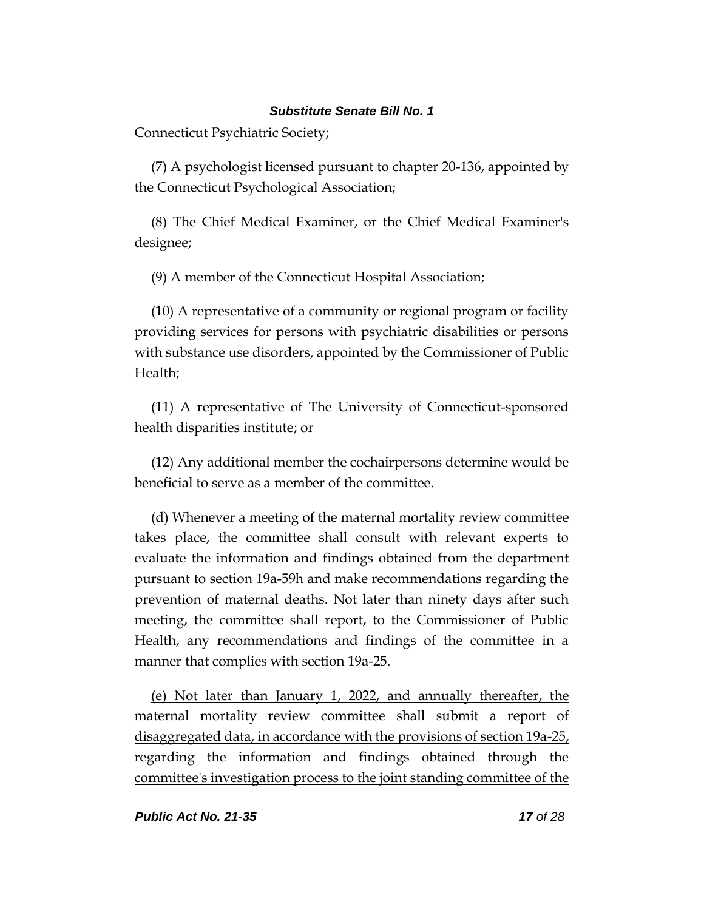Connecticut Psychiatric Society;

(7) A psychologist licensed pursuant to chapter 20-136, appointed by the Connecticut Psychological Association;

(8) The Chief Medical Examiner, or the Chief Medical Examiner's designee;

(9) A member of the Connecticut Hospital Association;

(10) A representative of a community or regional program or facility providing services for persons with psychiatric disabilities or persons with substance use disorders, appointed by the Commissioner of Public Health;

(11) A representative of The University of Connecticut-sponsored health disparities institute; or

(12) Any additional member the cochairpersons determine would be beneficial to serve as a member of the committee.

(d) Whenever a meeting of the maternal mortality review committee takes place, the committee shall consult with relevant experts to evaluate the information and findings obtained from the department pursuant to section 19a-59h and make recommendations regarding the prevention of maternal deaths. Not later than ninety days after such meeting, the committee shall report, to the Commissioner of Public Health, any recommendations and findings of the committee in a manner that complies with section 19a-25.

<u>(e) Not later than January 1, 2022, and annually thereafter, the maternal mortality review committee shall submit a report of disaggregated data, in accordance with the provisions of section 19a-25, regarding the information and findings obtained through the committee's investigation process to the joint standing committee of the</u>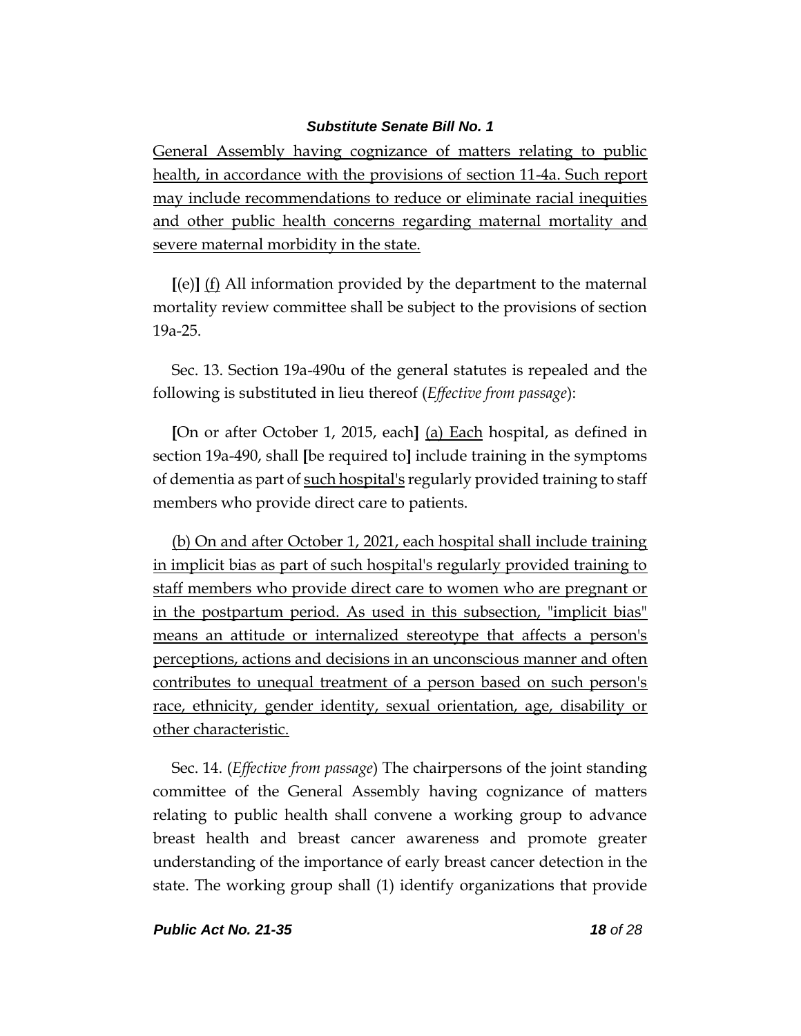General Assembly having cognizance of matters relating to public health, in accordance with the provisions of section 11-4a. Such report may include recommendations to reduce or eliminate racial inequities and other public health concerns regarding maternal mortality and severe maternal morbidity in the state.

**[**(e)**]** (f) All information provided by the department to the maternal mortality review committee shall be subject to the provisions of section 19a-25.

Sec. 13. Section 19a-490u of the general statutes is repealed and the following is substituted in lieu thereof (*Effective from passage*):

**[**On or after October 1, 2015, each**]** (a) Each hospital, as defined in section 19a-490, shall **[**be required to**]** include training in the symptoms of dementia as part of such hospital's regularly provided training to staff members who provide direct care to patients.

(b) On and after October 1, 2021, each hospital shall include training in implicit bias as part of such hospital's regularly provided training to staff members who provide direct care to women who are pregnant or in the postpartum period. As used in this subsection, "implicit bias" means an attitude or internalized stereotype that affects a person's perceptions, actions and decisions in an unconscious manner and often contributes to unequal treatment of a person based on such person's race, ethnicity, gender identity, sexual orientation, age, disability or other characteristic.

Sec. 14. (*Effective from passage*) The chairpersons of the joint standing committee of the General Assembly having cognizance of matters relating to public health shall convene a working group to advance breast health and breast cancer awareness and promote greater understanding of the importance of early breast cancer detection in the state. The working group shall (1) identify organizations that provide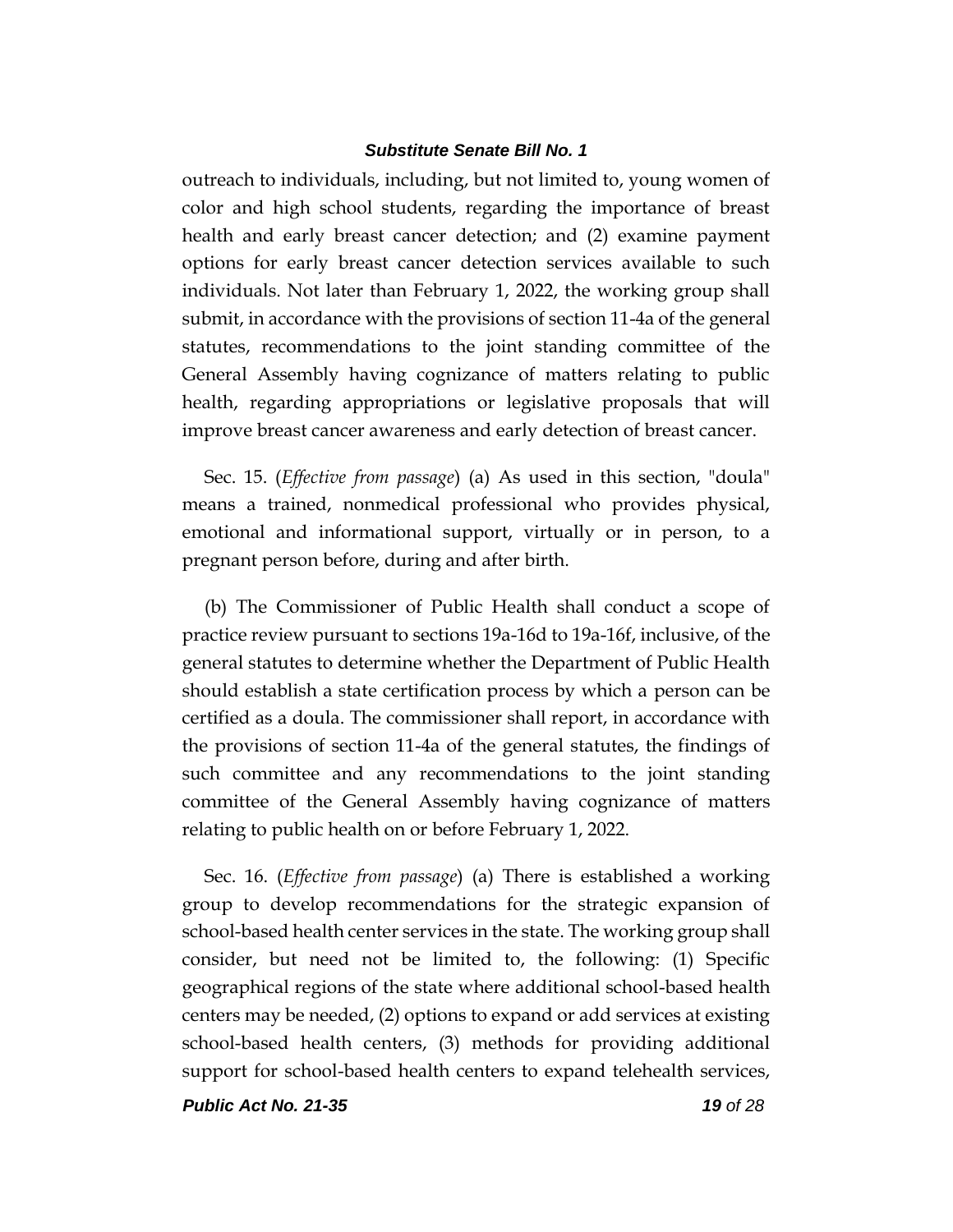outreach to individuals, including, but not limited to, young women of color and high school students, regarding the importance of breast health and early breast cancer detection; and (2) examine payment options for early breast cancer detection services available to such individuals. Not later than February 1, 2022, the working group shall submit, in accordance with the provisions of section 11-4a of the general statutes, recommendations to the joint standing committee of the General Assembly having cognizance of matters relating to public health, regarding appropriations or legislative proposals that will improve breast cancer awareness and early detection of breast cancer.

Sec. 15. (*Effective from passage*) (a) As used in this section, "doula" means a trained, nonmedical professional who provides physical, emotional and informational support, virtually or in person, to a pregnant person before, during and after birth.

(b) The Commissioner of Public Health shall conduct a scope of practice review pursuant to sections 19a-16d to 19a-16f, inclusive, of the general statutes to determine whether the Department of Public Health should establish a state certification process by which a person can be certified as a doula. The commissioner shall report, in accordance with the provisions of section 11-4a of the general statutes, the findings of such committee and any recommendations to the joint standing committee of the General Assembly having cognizance of matters relating to public health on or before February 1, 2022.

Sec. 16. (*Effective from passage*) (a) There is established a working group to develop recommendations for the strategic expansion of school-based health center services in the state. The working group shall consider, but need not be limited to, the following: (1) Specific geographical regions of the state where additional school-based health centers may be needed, (2) options to expand or add services at existing school-based health centers, (3) methods for providing additional support for school-based health centers to expand telehealth services,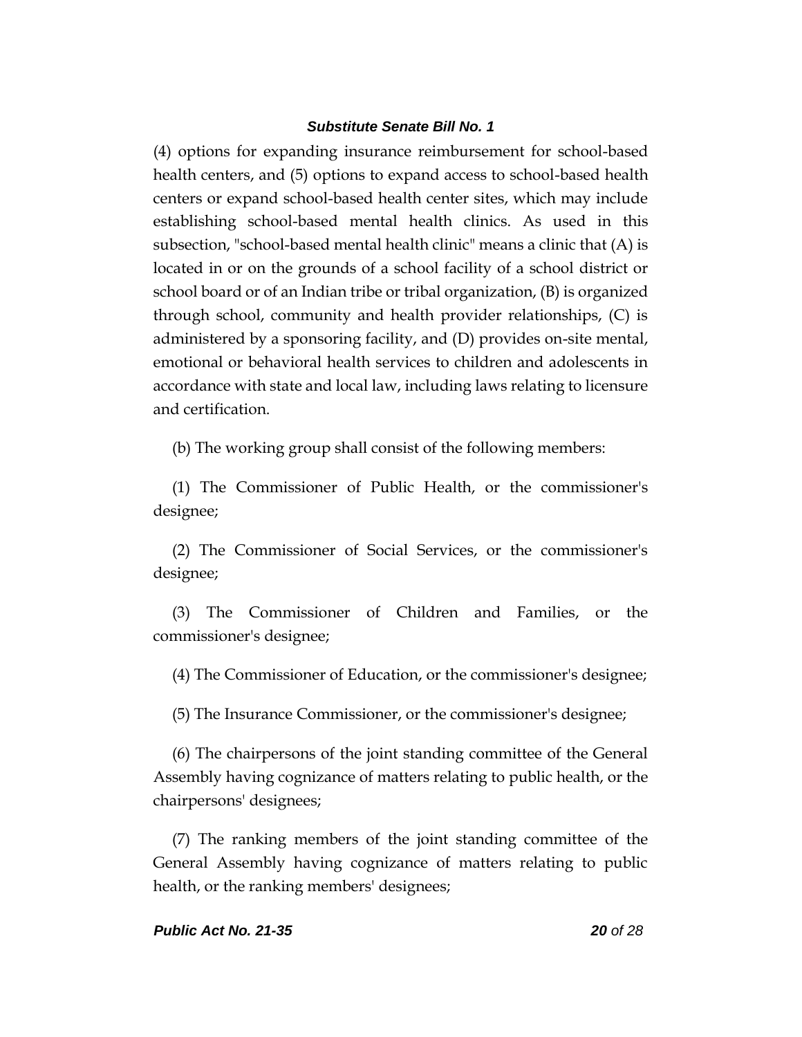(4) options for expanding insurance reimbursement for school-based health centers, and (5) options to expand access to school-based health centers or expand school-based health center sites, which may include establishing school-based mental health clinics. As used in this subsection, "school-based mental health clinic" means a clinic that (A) is located in or on the grounds of a school facility of a school district or school board or of an Indian tribe or tribal organization, (B) is organized through school, community and health provider relationships, (C) is administered by a sponsoring facility, and (D) provides on-site mental, emotional or behavioral health services to children and adolescents in accordance with state and local law, including laws relating to licensure and certification.

(b) The working group shall consist of the following members:

(1) The Commissioner of Public Health, or the commissioner's designee;

(2) The Commissioner of Social Services, or the commissioner's designee;

(3) The Commissioner of Children and Families, or the commissioner's designee;

(4) The Commissioner of Education, or the commissioner's designee;

(5) The Insurance Commissioner, or the commissioner's designee;

(6) The chairpersons of the joint standing committee of the General Assembly having cognizance of matters relating to public health, or the chairpersons' designees;

(7) The ranking members of the joint standing committee of the General Assembly having cognizance of matters relating to public health, or the ranking members' designees;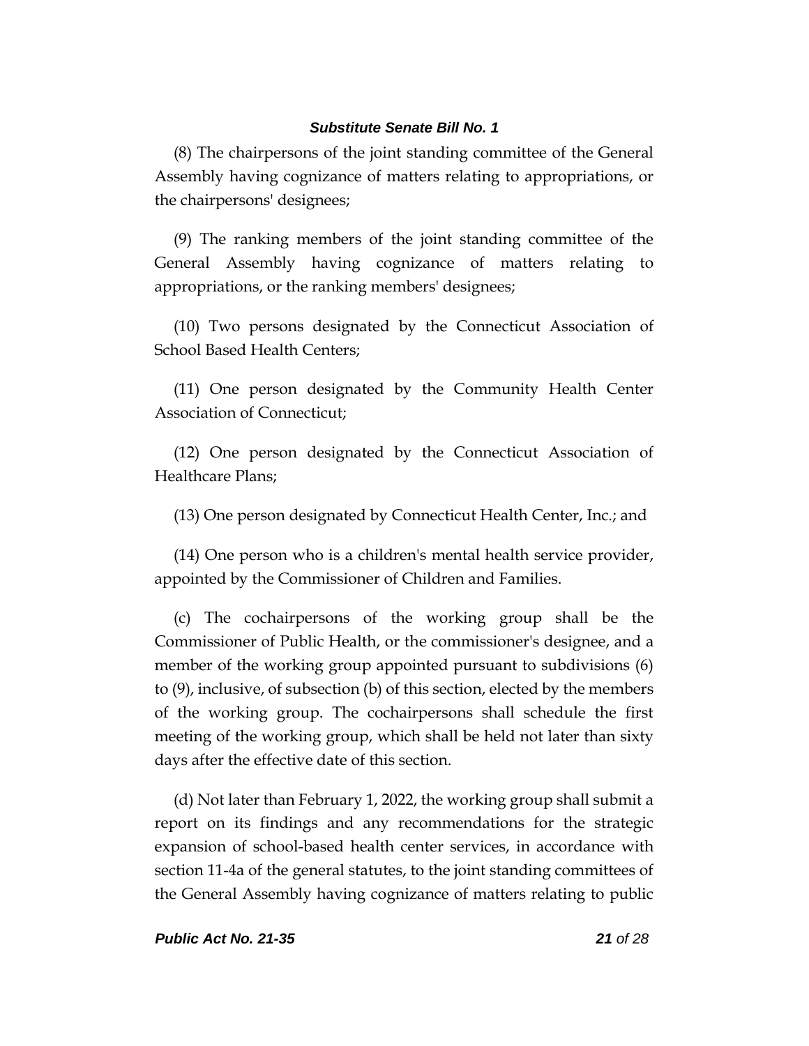(8) The chairpersons of the joint standing committee of the General Assembly having cognizance of matters relating to appropriations, or the chairpersons' designees;

(9) The ranking members of the joint standing committee of the General Assembly having cognizance of matters relating to appropriations, or the ranking members' designees;

(10) Two persons designated by the Connecticut Association of School Based Health Centers;

(11) One person designated by the Community Health Center Association of Connecticut;

(12) One person designated by the Connecticut Association of Healthcare Plans;

(13) One person designated by Connecticut Health Center, Inc.; and

(14) One person who is a children's mental health service provider, appointed by the Commissioner of Children and Families.

(c) The cochairpersons of the working group shall be the Commissioner of Public Health, or the commissioner's designee, and a member of the working group appointed pursuant to subdivisions (6) to (9), inclusive, of subsection (b) of this section, elected by the members of the working group. The cochairpersons shall schedule the first meeting of the working group, which shall be held not later than sixty days after the effective date of this section.

(d) Not later than February 1, 2022, the working group shall submit a report on its findings and any recommendations for the strategic expansion of school-based health center services, in accordance with section 11-4a of the general statutes, to the joint standing committees of the General Assembly having cognizance of matters relating to public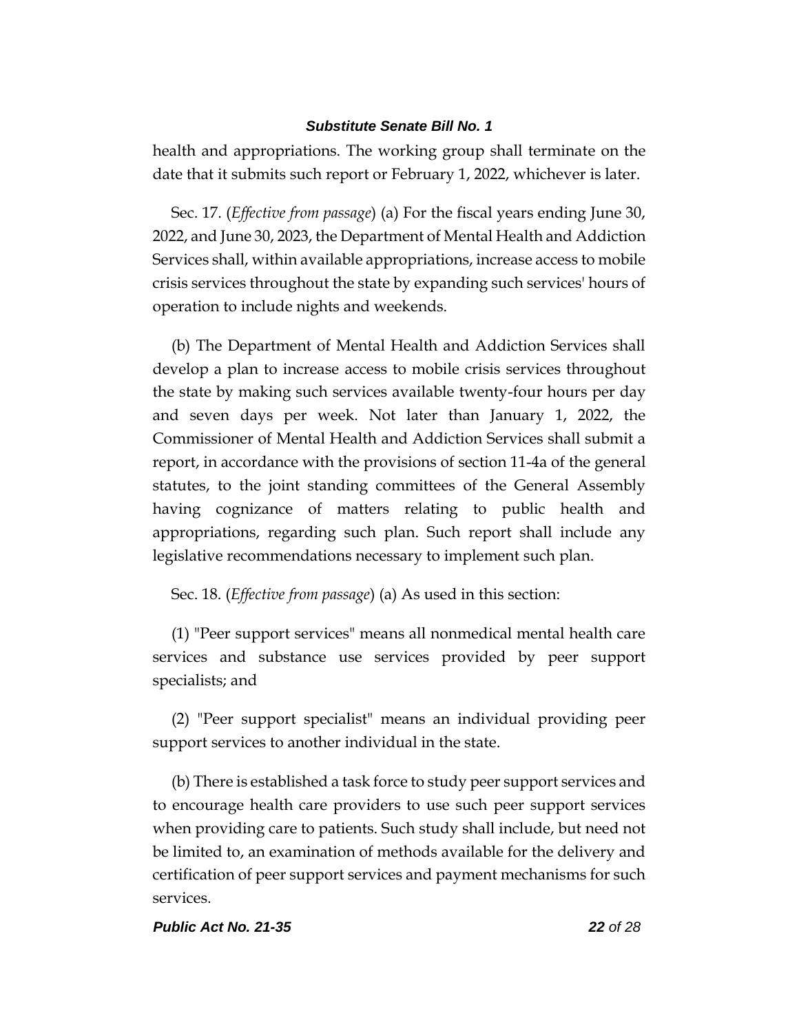health and appropriations. The working group shall terminate on the date that it submits such report or February 1, 2022, whichever is later.

Sec. 17. (*Effective from passage*) (a) For the fiscal years ending June 30, 2022, and June 30, 2023, the Department of Mental Health and Addiction Services shall, within available appropriations, increase access to mobile crisis services throughout the state by expanding such services' hours of operation to include nights and weekends.

(b) The Department of Mental Health and Addiction Services shall develop a plan to increase access to mobile crisis services throughout the state by making such services available twenty-four hours per day and seven days per week. Not later than January 1, 2022, the Commissioner of Mental Health and Addiction Services shall submit a report, in accordance with the provisions of section 11-4a of the general statutes, to the joint standing committees of the General Assembly having cognizance of matters relating to public health and appropriations, regarding such plan. Such report shall include any legislative recommendations necessary to implement such plan.

Sec. 18. (*Effective from passage*) (a) As used in this section:

(1) "Peer support services" means all nonmedical mental health care services and substance use services provided by peer support specialists; and

(2) "Peer support specialist" means an individual providing peer support services to another individual in the state.

(b) There is established a task force to study peer support services and to encourage health care providers to use such peer support services when providing care to patients. Such study shall include, but need not be limited to, an examination of methods available for the delivery and certification of peer support services and payment mechanisms for such services.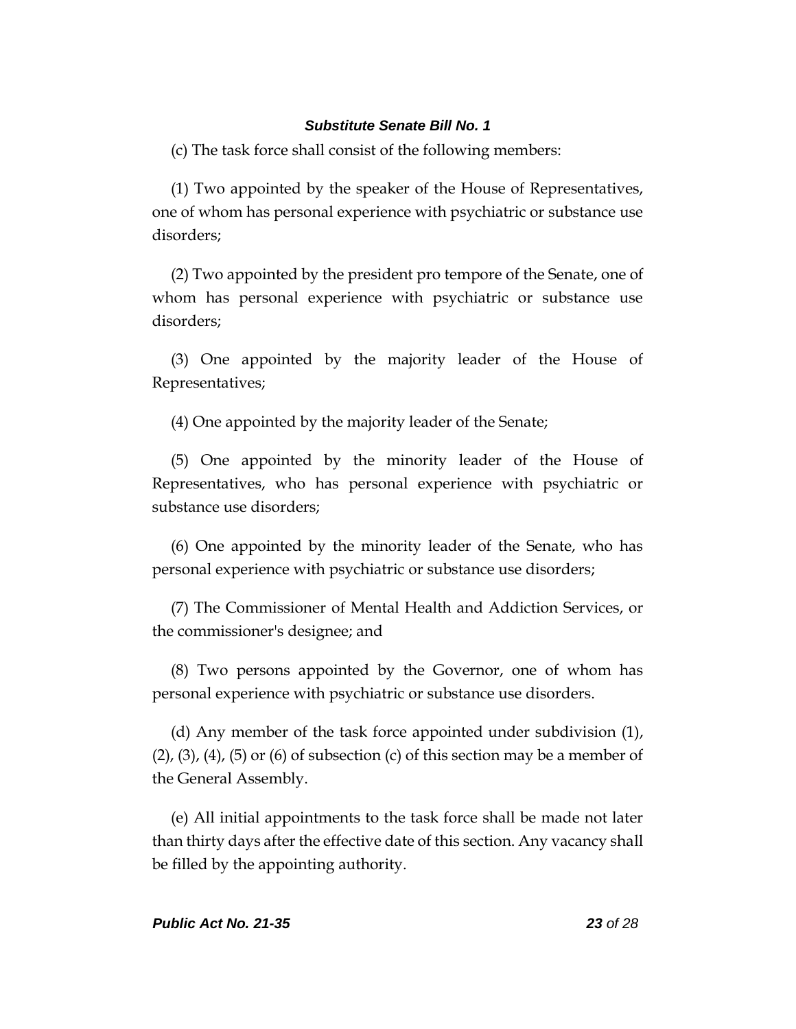(c) The task force shall consist of the following members:

(1) Two appointed by the speaker of the House of Representatives, one of whom has personal experience with psychiatric or substance use disorders;

(2) Two appointed by the president pro tempore of the Senate, one of whom has personal experience with psychiatric or substance use disorders;

(3) One appointed by the majority leader of the House of Representatives;

(4) One appointed by the majority leader of the Senate;

(5) One appointed by the minority leader of the House of Representatives, who has personal experience with psychiatric or substance use disorders;

(6) One appointed by the minority leader of the Senate, who has personal experience with psychiatric or substance use disorders;

(7) The Commissioner of Mental Health and Addiction Services, or the commissioner's designee; and

(8) Two persons appointed by the Governor, one of whom has personal experience with psychiatric or substance use disorders.

(d) Any member of the task force appointed under subdivision (1), (2), (3), (4), (5) or (6) of subsection (c) of this section may be a member of the General Assembly.

(e) All initial appointments to the task force shall be made not later than thirty days after the effective date of this section. Any vacancy shall be filled by the appointing authority.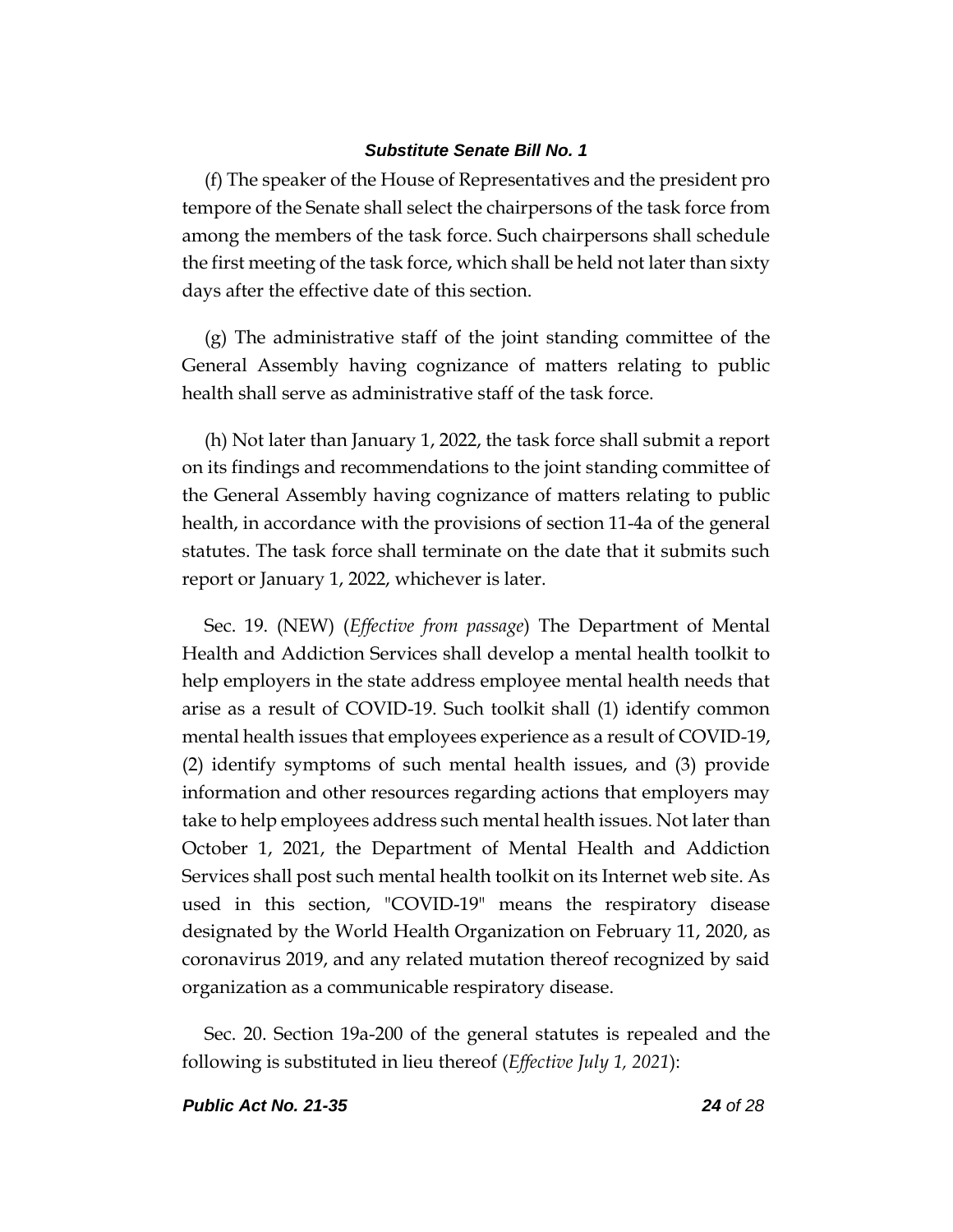(f) The speaker of the House of Representatives and the president pro tempore of the Senate shall select the chairpersons of the task force from among the members of the task force. Such chairpersons shall schedule the first meeting of the task force, which shall be held not later than sixty days after the effective date of this section.

(g) The administrative staff of the joint standing committee of the General Assembly having cognizance of matters relating to public health shall serve as administrative staff of the task force.

(h) Not later than January 1, 2022, the task force shall submit a report on its findings and recommendations to the joint standing committee of the General Assembly having cognizance of matters relating to public health, in accordance with the provisions of section 11-4a of the general statutes. The task force shall terminate on the date that it submits such report or January 1, 2022, whichever is later.

Sec. 19. (NEW) (*Effective from passage*) The Department of Mental Health and Addiction Services shall develop a mental health toolkit to help employers in the state address employee mental health needs that arise as a result of COVID-19. Such toolkit shall (1) identify common mental health issues that employees experience as a result of COVID-19, (2) identify symptoms of such mental health issues, and (3) provide information and other resources regarding actions that employers may take to help employees address such mental health issues. Not later than October 1, 2021, the Department of Mental Health and Addiction Services shall post such mental health toolkit on its Internet web site. As used in this section, "COVID-19" means the respiratory disease designated by the World Health Organization on February 11, 2020, as coronavirus 2019, and any related mutation thereof recognized by said organization as a communicable respiratory disease.

Sec. 20. Section 19a-200 of the general statutes is repealed and the following is substituted in lieu thereof (*Effective July 1, 2021*):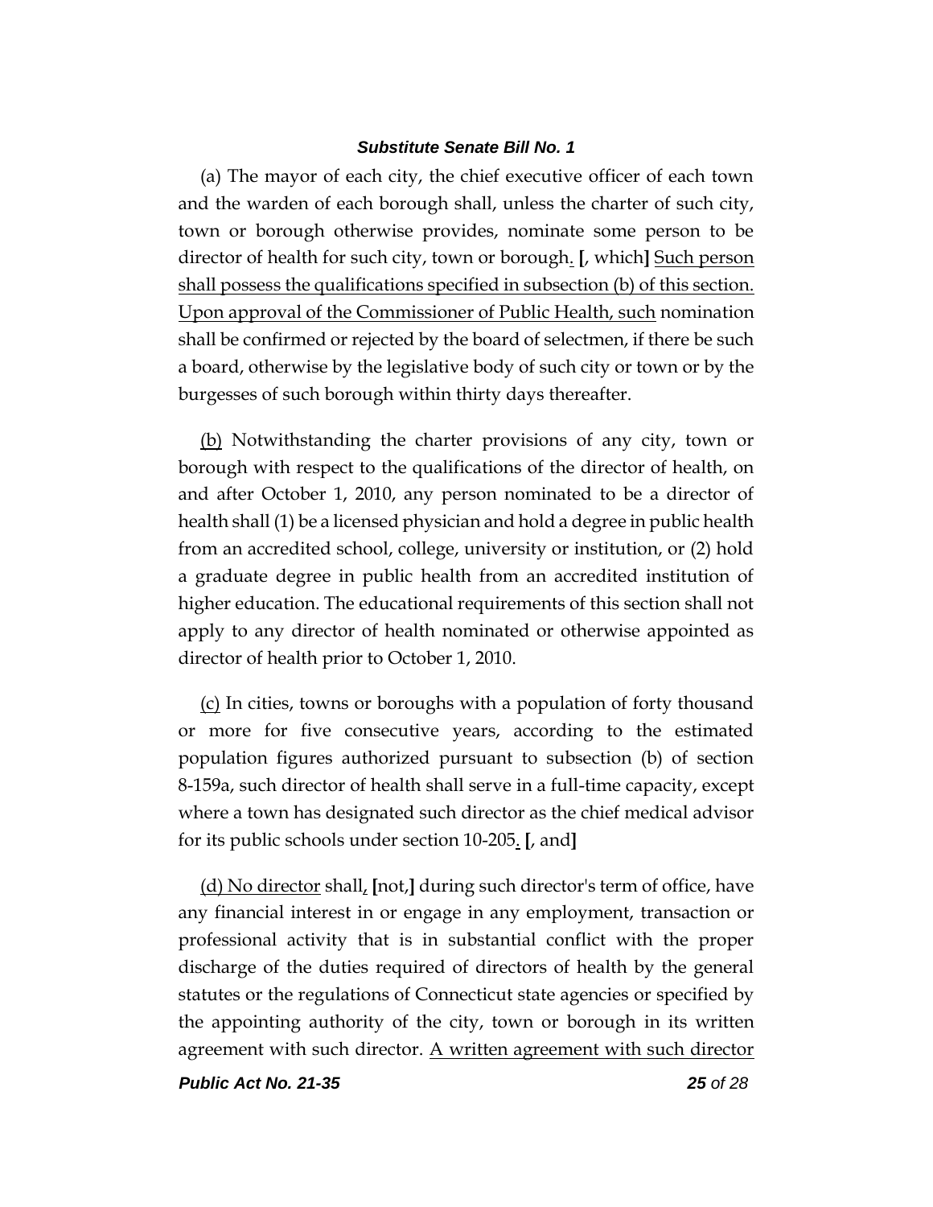(a) The mayor of each city, the chief executive officer of each town and the warden of each borough shall, unless the charter of such city, town or borough otherwise provides, nominate some person to be director of health for such city, town or borough. **[**, which**]** Such person shall possess the qualifications specified in subsection (b) of this section. Upon approval of the Commissioner of Public Health, such nomination shall be confirmed or rejected by the board of selectmen, if there be such a board, otherwise by the legislative body of such city or town or by the burgesses of such borough within thirty days thereafter.

(b) Notwithstanding the charter provisions of any city, town or borough with respect to the qualifications of the director of health, on and after October 1, 2010, any person nominated to be a director of health shall (1) be a licensed physician and hold a degree in public health from an accredited school, college, university or institution, or (2) hold a graduate degree in public health from an accredited institution of higher education. The educational requirements of this section shall not apply to any director of health nominated or otherwise appointed as director of health prior to October 1, 2010.

(c) In cities, towns or boroughs with a population of forty thousand or more for five consecutive years, according to the estimated population figures authorized pursuant to subsection (b) of section 8-159a, such director of health shall serve in a full-time capacity, except where a town has designated such director as the chief medical advisor for its public schools under section 10-205. **[**, and**]**

(d) No director shall, **[**not,**]** during such director's term of office, have any financial interest in or engage in any employment, transaction or professional activity that is in substantial conflict with the proper discharge of the duties required of directors of health by the general statutes or the regulations of Connecticut state agencies or specified by the appointing authority of the city, town or borough in its written agreement with such director. A written agreement with such director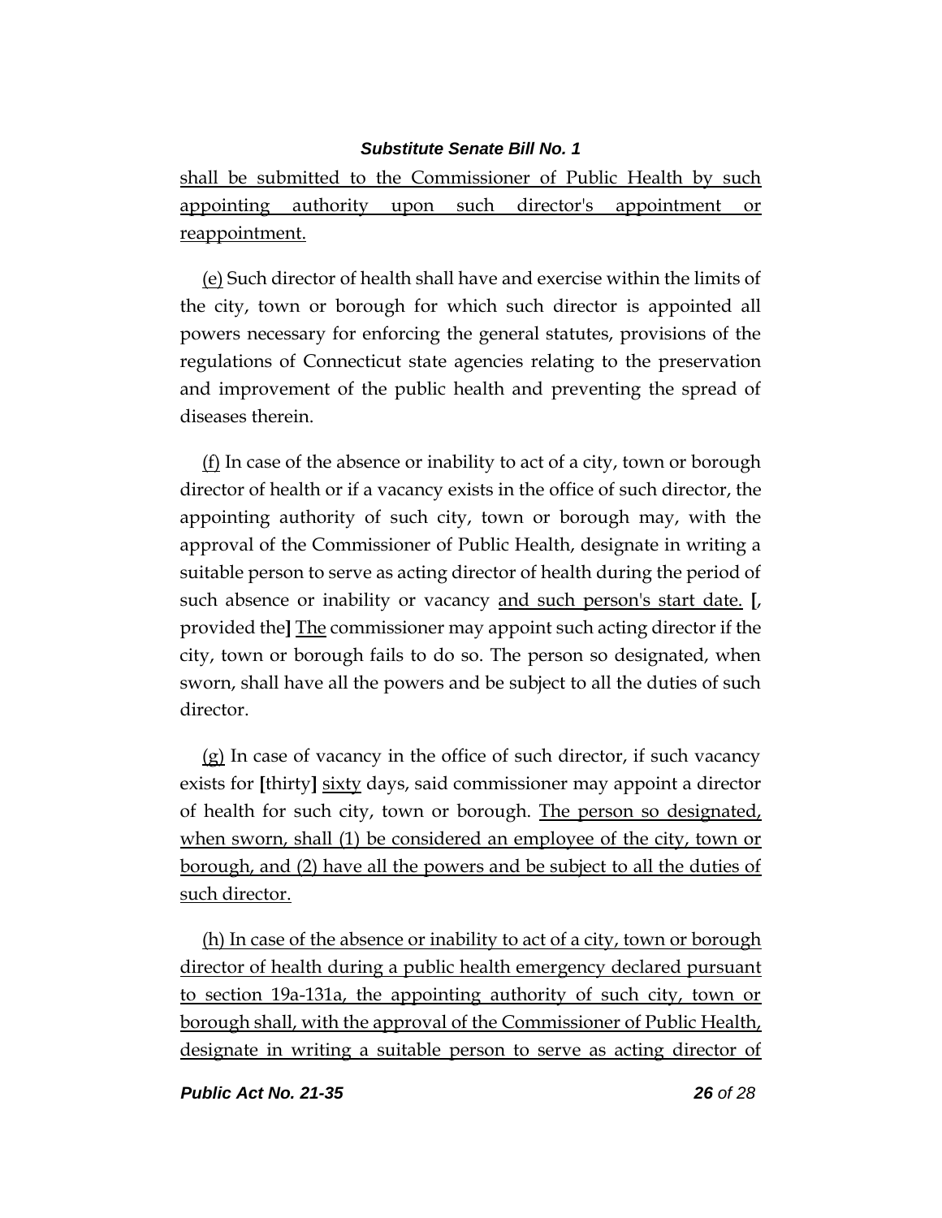shall be submitted to the Commissioner of Public Health by such appointing authority upon such director's appointment or reappointment.

(e) Such director of health shall have and exercise within the limits of the city, town or borough for which such director is appointed all powers necessary for enforcing the general statutes, provisions of the regulations of Connecticut state agencies relating to the preservation and improvement of the public health and preventing the spread of diseases therein.

(f) In case of the absence or inability to act of a city, town or borough director of health or if a vacancy exists in the office of such director, the appointing authority of such city, town or borough may, with the approval of the Commissioner of Public Health, designate in writing a suitable person to serve as acting director of health during the period of such absence or inability or vacancy and such person's start date. [, provided the] The commissioner may appoint such acting director if the city, town or borough fails to do so. The person so designated, when sworn, shall have all the powers and be subject to all the duties of such director.

(g) In case of vacancy in the office of such director, if such vacancy exists for [thirty] sixty days, said commissioner may appoint a director of health for such city, town or borough. The person so designated, when sworn, shall (1) be considered an employee of the city, town or borough, and (2) have all the powers and be subject to all the duties of such director.

(h) In case of the absence or inability to act of a city, town or borough director of health during a public health emergency declared pursuant to section 19a-131a, the appointing authority of such city, town or borough shall, with the approval of the Commissioner of Public Health, designate in writing a suitable person to serve as acting director of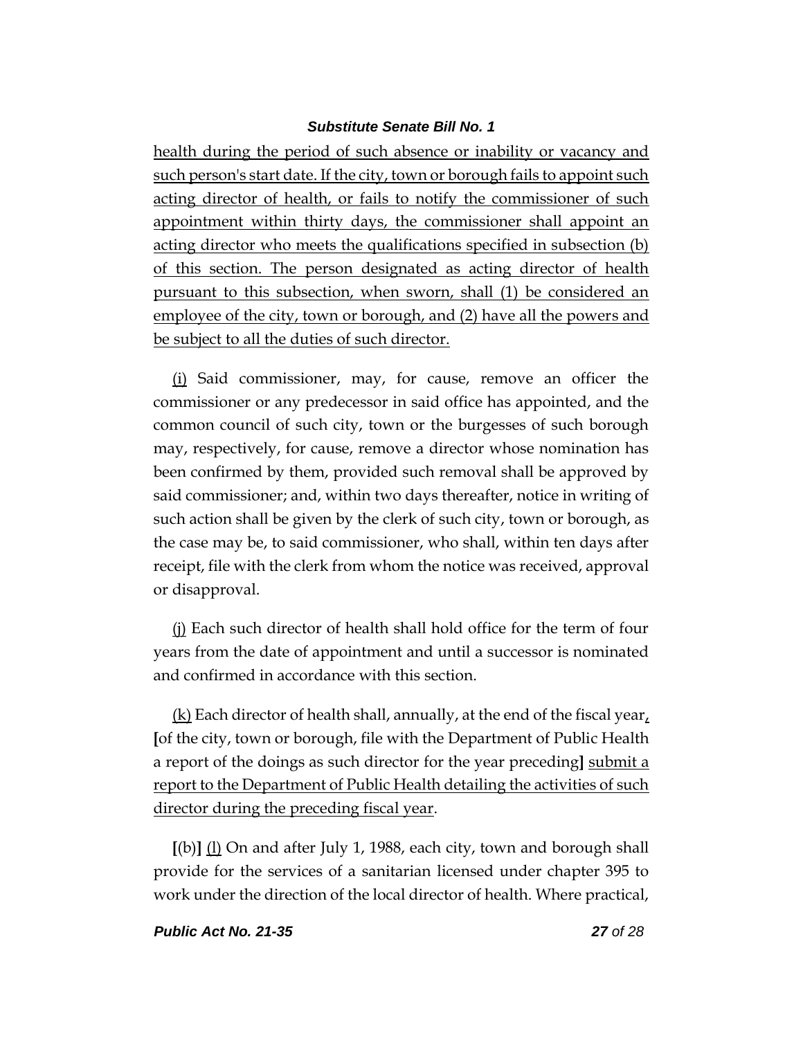health during the period of such absence or inability or vacancy and such person's start date. If the city, town or borough fails to appoint such acting director of health, or fails to notify the commissioner of such appointment within thirty days, the commissioner shall appoint an acting director who meets the qualifications specified in subsection (b) of this section. The person designated as acting director of health pursuant to this subsection, when sworn, shall (1) be considered an employee of the city, town or borough, and (2) have all the powers and be subject to all the duties of such director.

(i) Said commissioner, may, for cause, remove an officer the commissioner or any predecessor in said office has appointed, and the common council of such city, town or the burgesses of such borough may, respectively, for cause, remove a director whose nomination has been confirmed by them, provided such removal shall be approved by said commissioner; and, within two days thereafter, notice in writing of such action shall be given by the clerk of such city, town or borough, as the case may be, to said commissioner, who shall, within ten days after receipt, file with the clerk from whom the notice was received, approval or disapproval.

(j) Each such director of health shall hold office for the term of four years from the date of appointment and until a successor is nominated and confirmed in accordance with this section.

(k) Each director of health shall, annually, at the end of the fiscal year, [of the city, town or borough, file with the Department of Public Health a report of the doings as such director for the year preceding] submit a report to the Department of Public Health detailing the activities of such director during the preceding fiscal year.

[(b)] (l) On and after July 1, 1988, each city, town and borough shall provide for the services of a sanitarian licensed under chapter 395 to work under the direction of the local director of health. Where practical,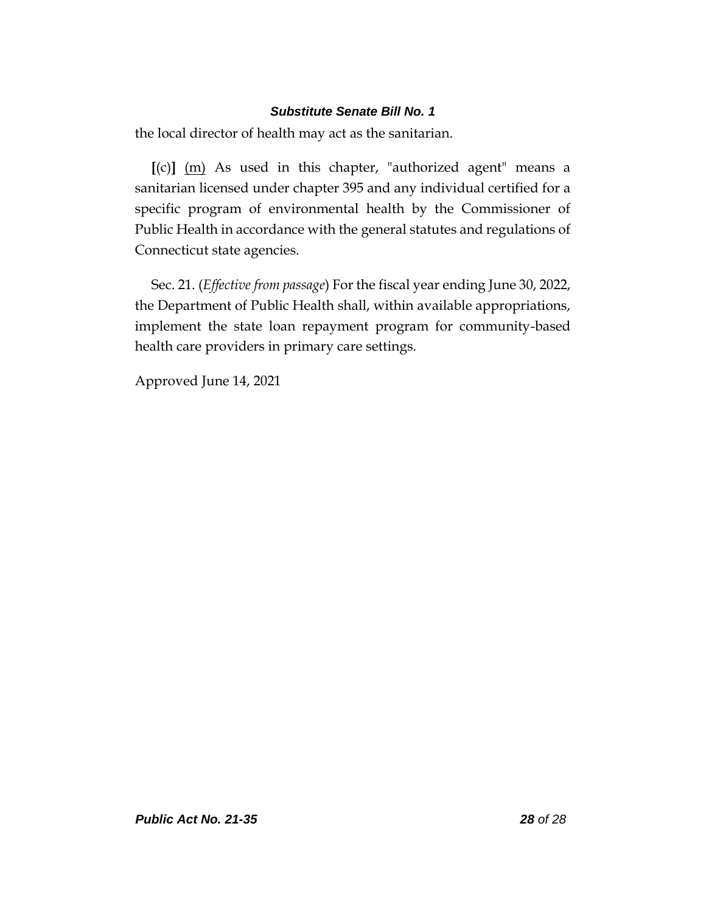the local director of health may act as the sanitarian.

**[**(c)**]** <u>(m)</u> As used in this chapter, "authorized agent" means a sanitarian licensed under chapter 395 and any individual certified for a specific program of environmental health by the Commissioner of Public Health in accordance with the general statutes and regulations of Connecticut state agencies.

Sec. 21. (*Effective from passage*) For the fiscal year ending June 30, 2022, the Department of Public Health shall, within available appropriations, implement the state loan repayment program for community-based health care providers in primary care settings.

Approved June 14, 2021